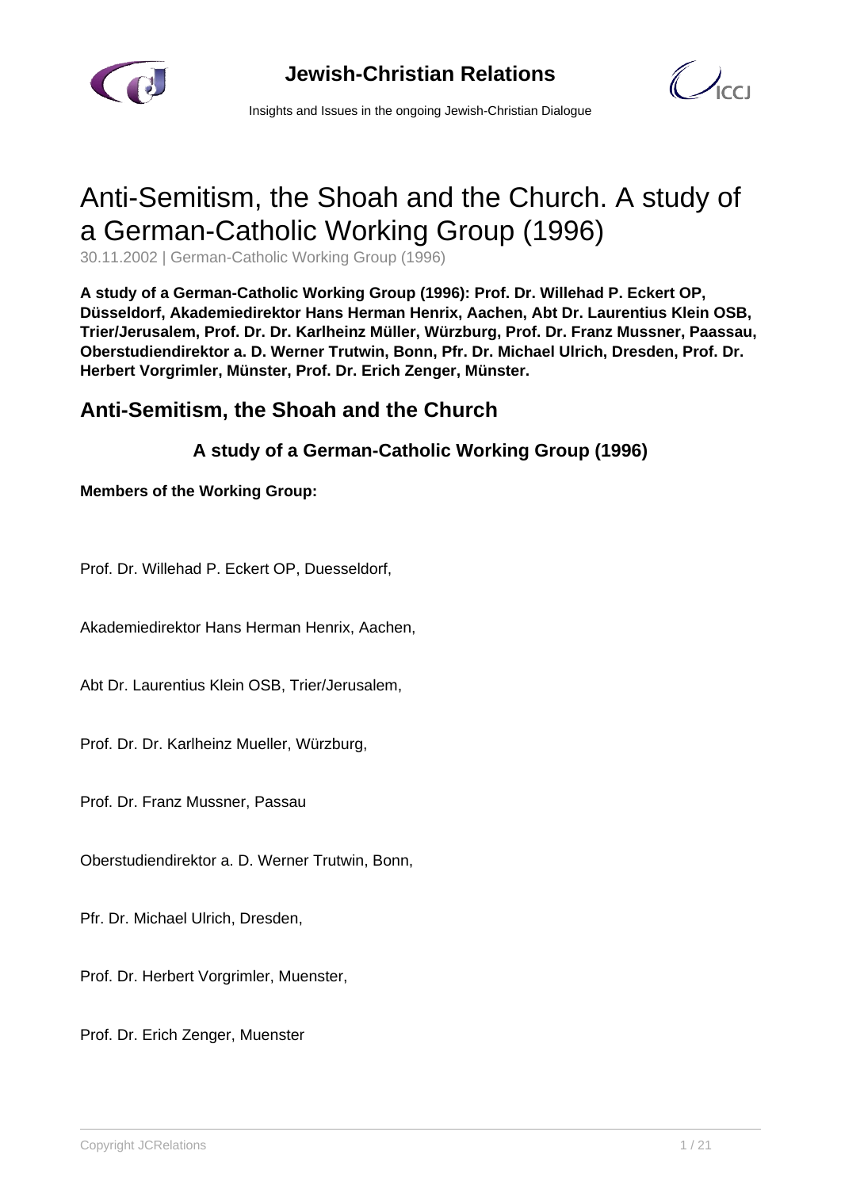# Anti-Semitism, the Shoah and the Church. A study of a German-Catholic Working Group (1996)

30.11.2002 | German-Catholic Working Group (1996)

**A study of a German-Catholic Working Group (1996): Prof. Dr. Willehad P. Eckert OP, Düsseldorf, Akademiedirektor Hans Herman Henrix, Aachen, Abt Dr. Laurentius Klein OSB, Trier/Jerusalem, Prof. Dr. Dr. Karlheinz Müller, Würzburg, Prof. Dr. Franz Mussner, Paassau, Oberstudiendirektor a. D. Werner Trutwin, Bonn, Pfr. Dr. Michael Ulrich, Dresden, Prof. Dr. Herbert Vorgrimler, Münster, Prof. Dr. Erich Zenger, Münster.**

## Anti-Semitism, the Shoah and the Church

### A study of a German-Catholic Working Group (1996)

**Members of the Working Group:**

Prof. Dr. Willehad P. Eckert OP, Duesseldorf,

Akademiedirektor Hans Herman Henrix, Aachen,

Abt Dr. Laurentius Klein OSB, Trier/Jerusalem,

Prof. Dr. Dr. Karlheinz Mueller, Würzburg,

Prof. Dr. Franz Mussner, Passau

Oberstudiendirektor a. D. Werner Trutwin, Bonn,

Pfr. Dr. Michael Ulrich, Dresden,

Prof. Dr. Herbert Vorgrimler, Muenster,

Prof. Dr. Erich Zenger, Muenster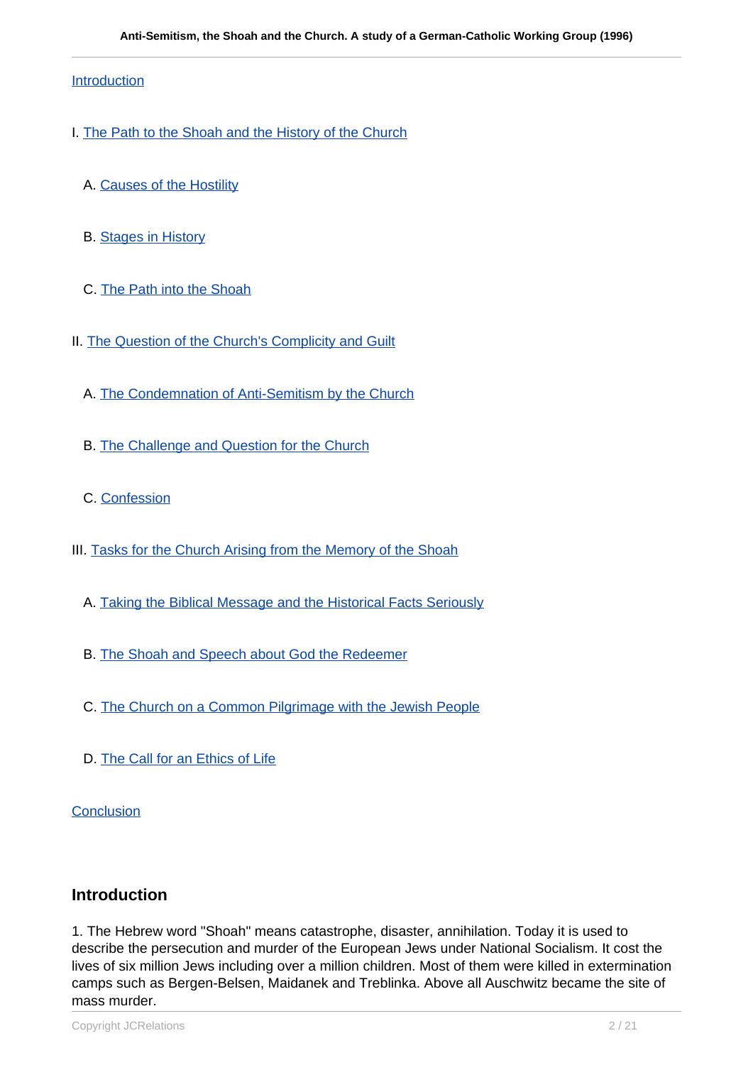[Introduction](#)

I. [The Path to the Shoah and the History of the Church](#)

A. [Causes of the Hostility](#)

B. [Stages in History](#)

C. [The Path into the Shoah](#)

II. [The Question of the Church's Complicity and Guilt](#)

A. [The Condemnation of Anti-Semitism by the Church](#)

B. [The Challenge and Question for the Church](#)

C. [Confession](#)

III. [Tasks for the Church Arising from the Memory of the Shoah](#)

A. [Taking the Biblical Message and the Historical Facts Seriously](#)

B. [The Shoah and Speech about God the Redeemer](#)

C. [The Church on a Common Pilgrimage with the Jewish People](#)

D. [The Call for an Ethics of Life](#)

[Conclusion](#)

## Introduction

1. The Hebrew word "Shoah" means catastrophe, disaster, annihilation. Today it is used to describe the persecution and murder of the European Jews under National Socialism. It cost the lives of six million Jews including over a million children. Most of them were killed in extermination camps such as Bergen-Belsen, Maidanek and Treblinka. Above all Auschwitz became the site of mass murder.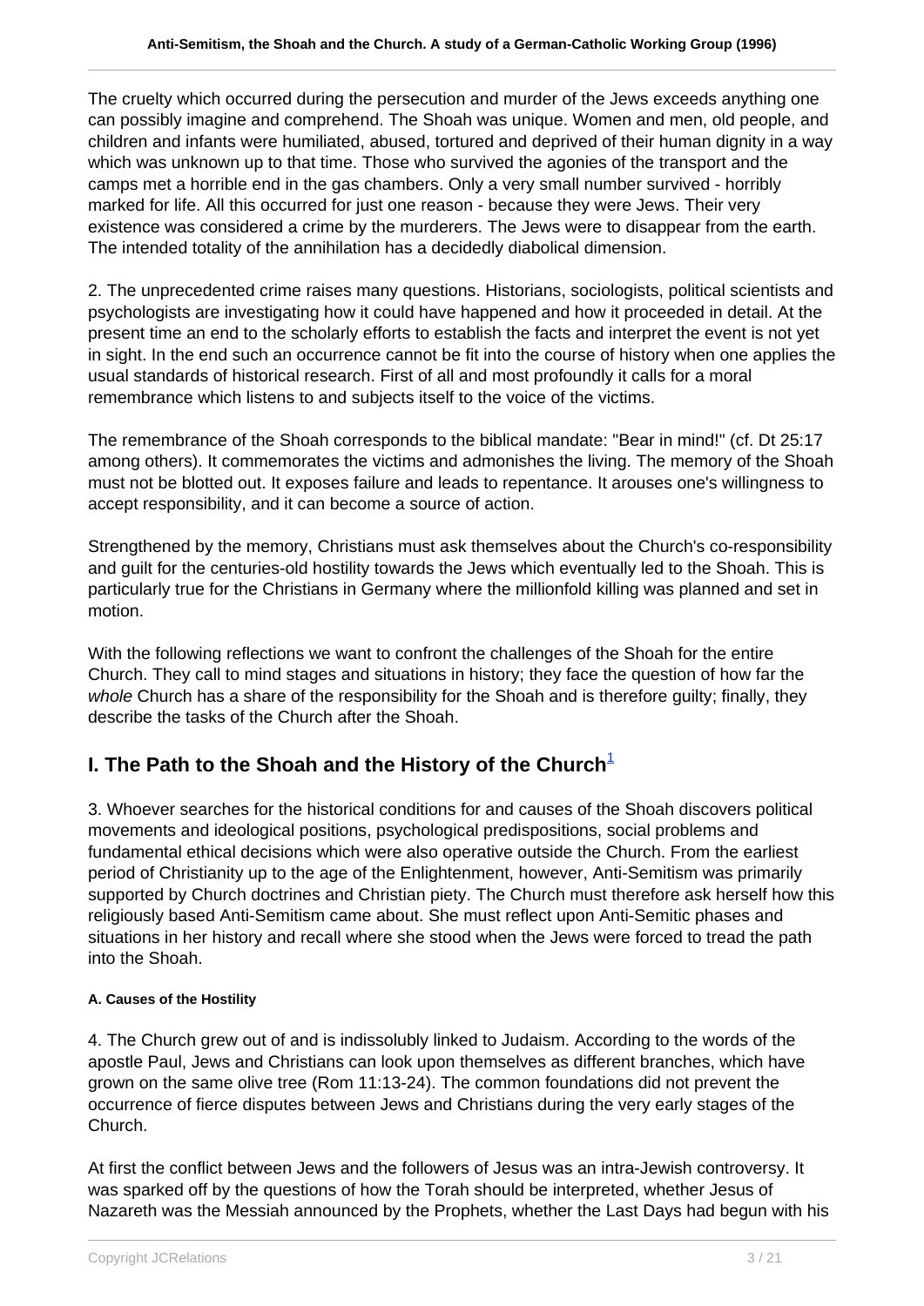The cruelty which occurred during the persecution and murder of the Jews exceeds anything one can possibly imagine and comprehend. The Shoah was unique. Women and men, old people, and children and infants were humiliated, abused, tortured and deprived of their human dignity in a way which was unknown up to that time. Those who survived the agonies of the transport and the camps met a horrible end in the gas chambers. Only a very small number survived - horribly marked for life. All this occurred for just one reason - because they were Jews. Their very existence was considered a crime by the murderers. The Jews were to disappear from the earth. The intended totality of the annihilation has a decidedly diabolical dimension.

2. The unprecedented crime raises many questions. Historians, sociologists, political scientists and psychologists are investigating how it could have happened and how it proceeded in detail. At the present time an end to the scholarly efforts to establish the facts and interpret the event is not yet in sight. In the end such an occurrence cannot be fit into the course of history when one applies the usual standards of historical research. First of all and most profoundly it calls for a moral remembrance which listens to and subjects itself to the voice of the victims.

The remembrance of the Shoah corresponds to the biblical mandate: "Bear in mind!" (cf. Dt 25:17 among others). It commemorates the victims and admonishes the living. The memory of the Shoah must not be blotted out. It exposes failure and leads to repentance. It arouses one's willingness to accept responsibility, and it can become a source of action.

Strengthened by the memory, Christians must ask themselves about the Church's co-responsibility and guilt for the centuries-old hostility towards the Jews which eventually led to the Shoah. This is particularly true for the Christians in Germany where the millionfold killing was planned and set in motion.

With the following reflections we want to confront the challenges of the Shoah for the entire Church. They call to mind stages and situations in history; they face the question of how far the *whole* Church has a share of the responsibility for the Shoah and is therefore guilty; finally, they describe the tasks of the Church after the Shoah.

## I. The Path to the Shoah and the History of the Church[1]

3. Whoever searches for the historical conditions for and causes of the Shoah discovers political movements and ideological positions, psychological predispositions, social problems and fundamental ethical decisions which were also operative outside the Church. From the earliest period of Christianity up to the age of the Enlightenment, however, Anti-Semitism was primarily supported by Church doctrines and Christian piety. The Church must therefore ask herself how this religiously based Anti-Semitism came about. She must reflect upon Anti-Semitic phases and situations in her history and recall where she stood when the Jews were forced to tread the path into the Shoah.

#### A. Causes of the Hostility

4. The Church grew out of and is indissolubly linked to Judaism. According to the words of the apostle Paul, Jews and Christians can look upon themselves as different branches, which have grown on the same olive tree (Rom 11:13-24). The common foundations did not prevent the occurrence of fierce disputes between Jews and Christians during the very early stages of the Church.

At first the conflict between Jews and the followers of Jesus was an intra-Jewish controversy. It was sparked off by the questions of how the Torah should be interpreted, whether Jesus of Nazareth was the Messiah announced by the Prophets, whether the Last Days had begun with his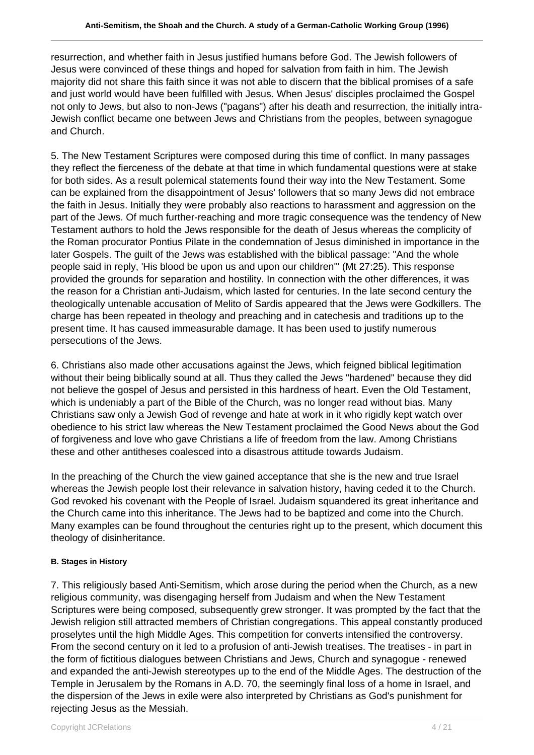resurrection, and whether faith in Jesus justified humans before God. The Jewish followers of Jesus were convinced of these things and hoped for salvation from faith in him. The Jewish majority did not share this faith since it was not able to discern that the biblical promises of a safe and just world would have been fulfilled with Jesus. When Jesus' disciples proclaimed the Gospel not only to Jews, but also to non-Jews ("pagans") after his death and resurrection, the initially intra-Jewish conflict became one between Jews and Christians from the peoples, between synagogue and Church.

5. The New Testament Scriptures were composed during this time of conflict. In many passages they reflect the fierceness of the debate at that time in which fundamental questions were at stake for both sides. As a result polemical statements found their way into the New Testament. Some can be explained from the disappointment of Jesus' followers that so many Jews did not embrace the faith in Jesus. Initially they were probably also reactions to harassment and aggression on the part of the Jews. Of much further-reaching and more tragic consequence was the tendency of New Testament authors to hold the Jews responsible for the death of Jesus whereas the complicity of the Roman procurator Pontius Pilate in the condemnation of Jesus diminished in importance in the later Gospels. The guilt of the Jews was established with the biblical passage: "And the whole people said in reply, 'His blood be upon us and upon our children'" (Mt 27:25). This response provided the grounds for separation and hostility. In connection with the other differences, it was the reason for a Christian anti-Judaism, which lasted for centuries. In the late second century the theologically untenable accusation of Melito of Sardis appeared that the Jews were Godkillers. The charge has been repeated in theology and preaching and in catechesis and traditions up to the present time. It has caused immeasurable damage. It has been used to justify numerous persecutions of the Jews.

6. Christians also made other accusations against the Jews, which feigned biblical legitimation without their being biblically sound at all. Thus they called the Jews "hardened" because they did not believe the gospel of Jesus and persisted in this hardness of heart. Even the Old Testament, which is undeniably a part of the Bible of the Church, was no longer read without bias. Many Christians saw only a Jewish God of revenge and hate at work in it who rigidly kept watch over obedience to his strict law whereas the New Testament proclaimed the Good News about the God of forgiveness and love who gave Christians a life of freedom from the law. Among Christians these and other antitheses coalesced into a disastrous attitude towards Judaism.

In the preaching of the Church the view gained acceptance that she is the new and true Israel whereas the Jewish people lost their relevance in salvation history, having ceded it to the Church. God revoked his covenant with the People of Israel. Judaism squandered its great inheritance and the Church came into this inheritance. The Jews had to be baptized and come into the Church. Many examples can be found throughout the centuries right up to the present, which document this theology of disinheritance.

#### B. Stages in History

7. This religiously based Anti-Semitism, which arose during the period when the Church, as a new religious community, was disengaging herself from Judaism and when the New Testament Scriptures were being composed, subsequently grew stronger. It was prompted by the fact that the Jewish religion still attracted members of Christian congregations. This appeal constantly produced proselytes until the high Middle Ages. This competition for converts intensified the controversy. From the second century on it led to a profusion of anti-Jewish treatises. The treatises - in part in the form of fictitious dialogues between Christians and Jews, Church and synagogue - renewed and expanded the anti-Jewish stereotypes up to the end of the Middle Ages. The destruction of the Temple in Jerusalem by the Romans in A.D. 70, the seemingly final loss of a home in Israel, and the dispersion of the Jews in exile were also interpreted by Christians as God's punishment for rejecting Jesus as the Messiah.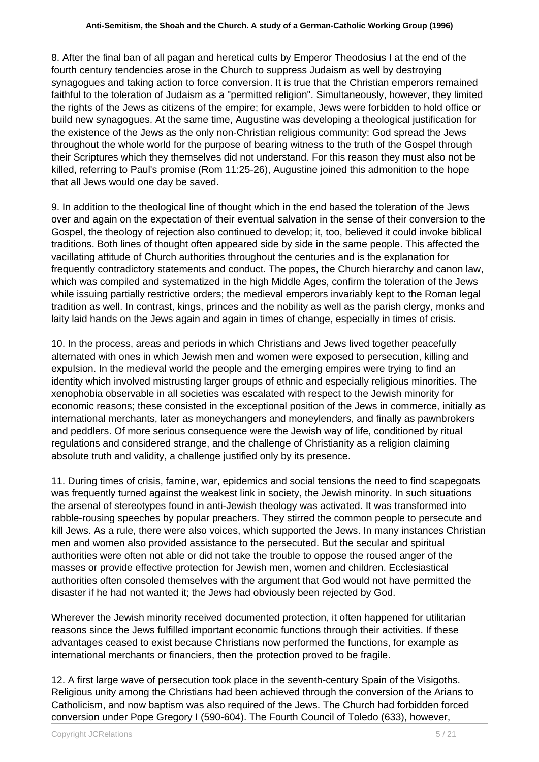8. After the final ban of all pagan and heretical cults by Emperor Theodosius I at the end of the fourth century tendencies arose in the Church to suppress Judaism as well by destroying synagogues and taking action to force conversion. It is true that the Christian emperors remained faithful to the toleration of Judaism as a "permitted religion". Simultaneously, however, they limited the rights of the Jews as citizens of the empire; for example, Jews were forbidden to hold office or build new synagogues. At the same time, Augustine was developing a theological justification for the existence of the Jews as the only non-Christian religious community: God spread the Jews throughout the whole world for the purpose of bearing witness to the truth of the Gospel through their Scriptures which they themselves did not understand. For this reason they must also not be killed, referring to Paul's promise (Rom 11:25-26), Augustine joined this admonition to the hope that all Jews would one day be saved.

9. In addition to the theological line of thought which in the end based the toleration of the Jews over and again on the expectation of their eventual salvation in the sense of their conversion to the Gospel, the theology of rejection also continued to develop; it, too, believed it could invoke biblical traditions. Both lines of thought often appeared side by side in the same people. This affected the vacillating attitude of Church authorities throughout the centuries and is the explanation for frequently contradictory statements and conduct. The popes, the Church hierarchy and canon law, which was compiled and systematized in the high Middle Ages, confirm the toleration of the Jews while issuing partially restrictive orders; the medieval emperors invariably kept to the Roman legal tradition as well. In contrast, kings, princes and the nobility as well as the parish clergy, monks and laity laid hands on the Jews again and again in times of change, especially in times of crisis.

10. In the process, areas and periods in which Christians and Jews lived together peacefully alternated with ones in which Jewish men and women were exposed to persecution, killing and expulsion. In the medieval world the people and the emerging empires were trying to find an identity which involved mistrusting larger groups of ethnic and especially religious minorities. The xenophobia observable in all societies was escalated with respect to the Jewish minority for economic reasons; these consisted in the exceptional position of the Jews in commerce, initially as international merchants, later as moneychangers and moneylenders, and finally as pawnbrokers and peddlers. Of more serious consequence were the Jewish way of life, conditioned by ritual regulations and considered strange, and the challenge of Christianity as a religion claiming absolute truth and validity, a challenge justified only by its presence.

11. During times of crisis, famine, war, epidemics and social tensions the need to find scapegoats was frequently turned against the weakest link in society, the Jewish minority. In such situations the arsenal of stereotypes found in anti-Jewish theology was activated. It was transformed into rabble-rousing speeches by popular preachers. They stirred the common people to persecute and kill Jews. As a rule, there were also voices, which supported the Jews. In many instances Christian men and women also provided assistance to the persecuted. But the secular and spiritual authorities were often not able or did not take the trouble to oppose the roused anger of the masses or provide effective protection for Jewish men, women and children. Ecclesiastical authorities often consoled themselves with the argument that God would not have permitted the disaster if he had not wanted it; the Jews had obviously been rejected by God.

Wherever the Jewish minority received documented protection, it often happened for utilitarian reasons since the Jews fulfilled important economic functions through their activities. If these advantages ceased to exist because Christians now performed the functions, for example as international merchants or financiers, then the protection proved to be fragile.

12. A first large wave of persecution took place in the seventh-century Spain of the Visigoths. Religious unity among the Christians had been achieved through the conversion of the Arians to Catholicism, and now baptism was also required of the Jews. The Church had forbidden forced conversion under Pope Gregory I (590-604). The Fourth Council of Toledo (633), however,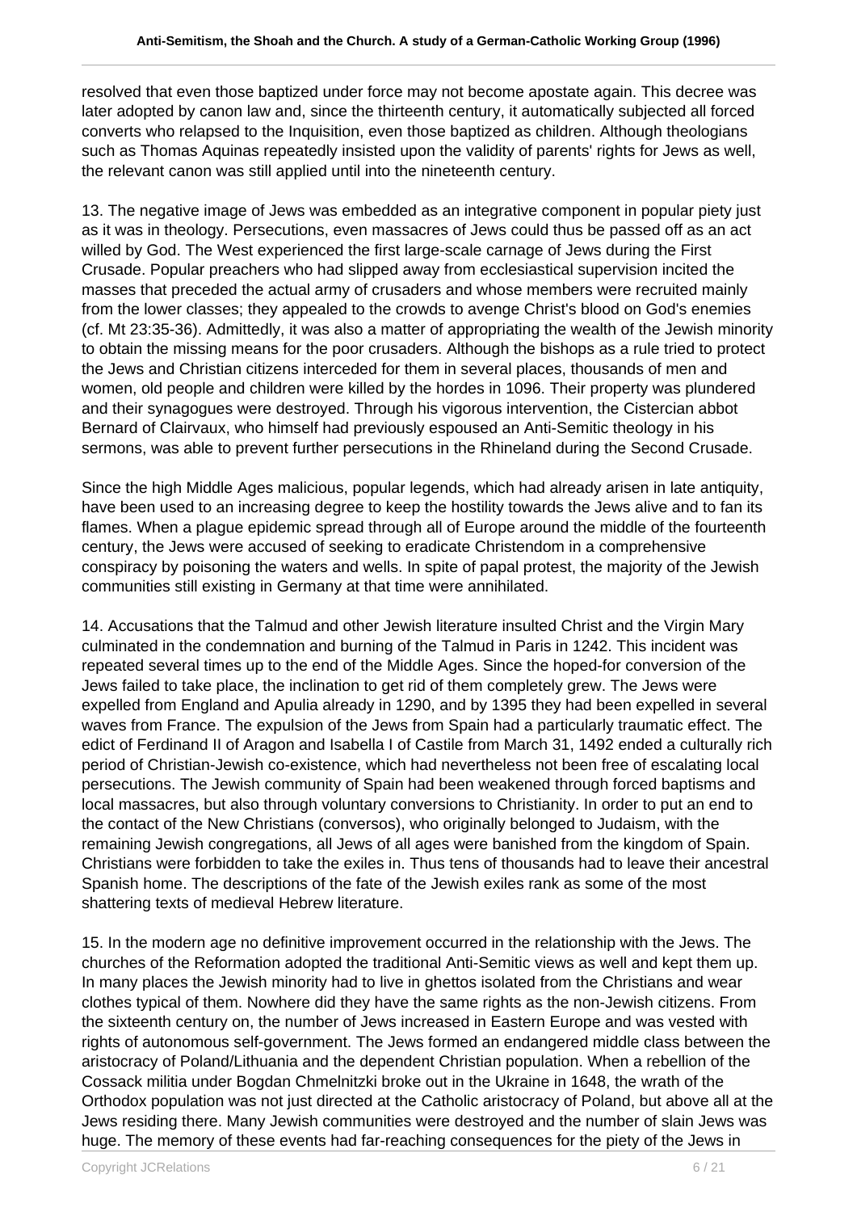resolved that even those baptized under force may not become apostate again. This decree was later adopted by canon law and, since the thirteenth century, it automatically subjected all forced converts who relapsed to the Inquisition, even those baptized as children. Although theologians such as Thomas Aquinas repeatedly insisted upon the validity of parents' rights for Jews as well, the relevant canon was still applied until into the nineteenth century.

13. The negative image of Jews was embedded as an integrative component in popular piety just as it was in theology. Persecutions, even massacres of Jews could thus be passed off as an act willed by God. The West experienced the first large-scale carnage of Jews during the First Crusade. Popular preachers who had slipped away from ecclesiastical supervision incited the masses that preceded the actual army of crusaders and whose members were recruited mainly from the lower classes; they appealed to the crowds to avenge Christ's blood on God's enemies (cf. Mt 23:35-36). Admittedly, it was also a matter of appropriating the wealth of the Jewish minority to obtain the missing means for the poor crusaders. Although the bishops as a rule tried to protect the Jews and Christian citizens interceded for them in several places, thousands of men and women, old people and children were killed by the hordes in 1096. Their property was plundered and their synagogues were destroyed. Through his vigorous intervention, the Cistercian abbot Bernard of Clairvaux, who himself had previously espoused an Anti-Semitic theology in his sermons, was able to prevent further persecutions in the Rhineland during the Second Crusade.

Since the high Middle Ages malicious, popular legends, which had already arisen in late antiquity, have been used to an increasing degree to keep the hostility towards the Jews alive and to fan its flames. When a plague epidemic spread through all of Europe around the middle of the fourteenth century, the Jews were accused of seeking to eradicate Christendom in a comprehensive conspiracy by poisoning the waters and wells. In spite of papal protest, the majority of the Jewish communities still existing in Germany at that time were annihilated.

14. Accusations that the Talmud and other Jewish literature insulted Christ and the Virgin Mary culminated in the condemnation and burning of the Talmud in Paris in 1242. This incident was repeated several times up to the end of the Middle Ages. Since the hoped-for conversion of the Jews failed to take place, the inclination to get rid of them completely grew. The Jews were expelled from England and Apulia already in 1290, and by 1395 they had been expelled in several waves from France. The expulsion of the Jews from Spain had a particularly traumatic effect. The edict of Ferdinand II of Aragon and Isabella I of Castile from March 31, 1492 ended a culturally rich period of Christian-Jewish co-existence, which had nevertheless not been free of escalating local persecutions. The Jewish community of Spain had been weakened through forced baptisms and local massacres, but also through voluntary conversions to Christianity. In order to put an end to the contact of the New Christians (conversos), who originally belonged to Judaism, with the remaining Jewish congregations, all Jews of all ages were banished from the kingdom of Spain. Christians were forbidden to take the exiles in. Thus tens of thousands had to leave their ancestral Spanish home. The descriptions of the fate of the Jewish exiles rank as some of the most shattering texts of medieval Hebrew literature.

15. In the modern age no definitive improvement occurred in the relationship with the Jews. The churches of the Reformation adopted the traditional Anti-Semitic views as well and kept them up. In many places the Jewish minority had to live in ghettos isolated from the Christians and wear clothes typical of them. Nowhere did they have the same rights as the non-Jewish citizens. From the sixteenth century on, the number of Jews increased in Eastern Europe and was vested with rights of autonomous self-government. The Jews formed an endangered middle class between the aristocracy of Poland/Lithuania and the dependent Christian population. When a rebellion of the Cossack militia under Bogdan Chmelnitzki broke out in the Ukraine in 1648, the wrath of the Orthodox population was not just directed at the Catholic aristocracy of Poland, but above all at the Jews residing there. Many Jewish communities were destroyed and the number of slain Jews was huge. The memory of these events had far-reaching consequences for the piety of the Jews in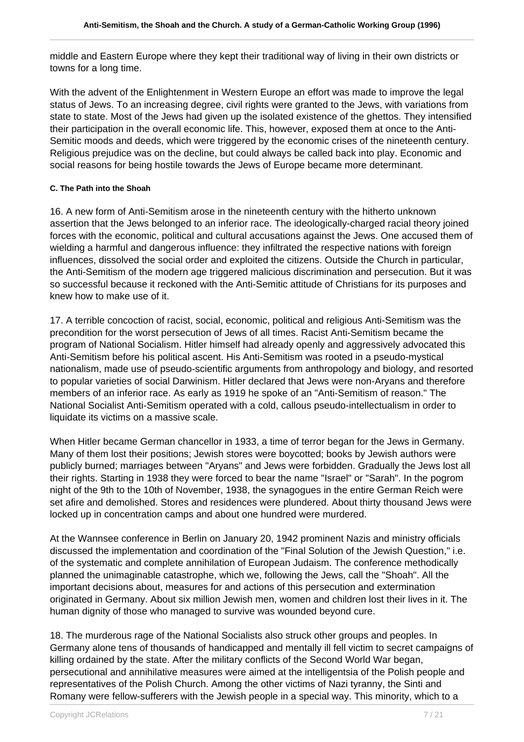middle and Eastern Europe where they kept their traditional way of living in their own districts or towns for a long time.

With the advent of the Enlightenment in Western Europe an effort was made to improve the legal status of Jews. To an increasing degree, civil rights were granted to the Jews, with variations from state to state. Most of the Jews had given up the isolated existence of the ghettos. They intensified their participation in the overall economic life. This, however, exposed them at once to the Anti-Semitic moods and deeds, which were triggered by the economic crises of the nineteenth century. Religious prejudice was on the decline, but could always be called back into play. Economic and social reasons for being hostile towards the Jews of Europe became more determinant.

##### C. The Path into the Shoah

16. A new form of Anti-Semitism arose in the nineteenth century with the hitherto unknown assertion that the Jews belonged to an inferior race. The ideologically-charged racial theory joined forces with the economic, political and cultural accusations against the Jews. One accused them of wielding a harmful and dangerous influence: they infiltrated the respective nations with foreign influences, dissolved the social order and exploited the citizens. Outside the Church in particular, the Anti-Semitism of the modern age triggered malicious discrimination and persecution. But it was so successful because it reckoned with the Anti-Semitic attitude of Christians for its purposes and knew how to make use of it.

17. A terrible concoction of racist, social, economic, political and religious Anti-Semitism was the precondition for the worst persecution of Jews of all times. Racist Anti-Semitism became the program of National Socialism. Hitler himself had already openly and aggressively advocated this Anti-Semitism before his political ascent. His Anti-Semitism was rooted in a pseudo-mystical nationalism, made use of pseudo-scientific arguments from anthropology and biology, and resorted to popular varieties of social Darwinism. Hitler declared that Jews were non-Aryans and therefore members of an inferior race. As early as 1919 he spoke of an "Anti-Semitism of reason." The National Socialist Anti-Semitism operated with a cold, callous pseudo-intellectualism in order to liquidate its victims on a massive scale.

When Hitler became German chancellor in 1933, a time of terror began for the Jews in Germany. Many of them lost their positions; Jewish stores were boycotted; books by Jewish authors were publicly burned; marriages between "Aryans" and Jews were forbidden. Gradually the Jews lost all their rights. Starting in 1938 they were forced to bear the name "Israel" or "Sarah". In the pogrom night of the 9th to the 10th of November, 1938, the synagogues in the entire German Reich were set afire and demolished. Stores and residences were plundered. About thirty thousand Jews were locked up in concentration camps and about one hundred were murdered.

At the Wannsee conference in Berlin on January 20, 1942 prominent Nazis and ministry officials discussed the implementation and coordination of the "Final Solution of the Jewish Question," i.e. of the systematic and complete annihilation of European Judaism. The conference methodically planned the unimaginable catastrophe, which we, following the Jews, call the "Shoah". All the important decisions about, measures for and actions of this persecution and extermination originated in Germany. About six million Jewish men, women and children lost their lives in it. The human dignity of those who managed to survive was wounded beyond cure.

18. The murderous rage of the National Socialists also struck other groups and peoples. In Germany alone tens of thousands of handicapped and mentally ill fell victim to secret campaigns of killing ordained by the state. After the military conflicts of the Second World War began, persecutional and annihilative measures were aimed at the intelligentsia of the Polish people and representatives of the Polish Church. Among the other victims of Nazi tyranny, the Sinti and Romany were fellow-sufferers with the Jewish people in a special way. This minority, which to a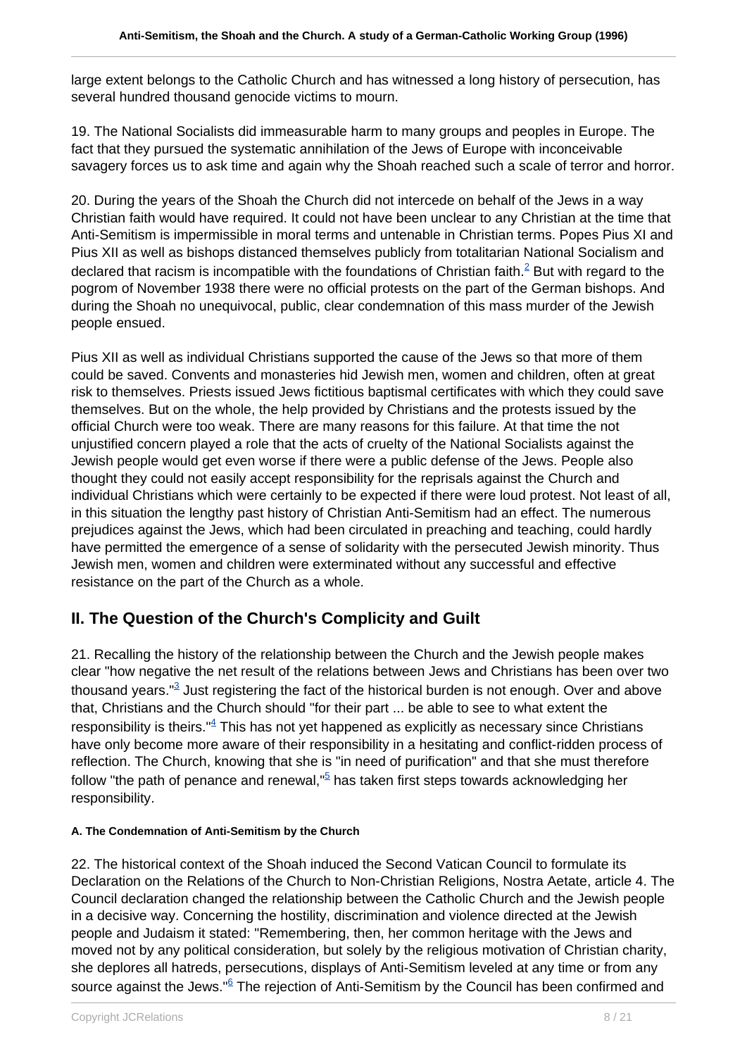large extent belongs to the Catholic Church and has witnessed a long history of persecution, has several hundred thousand genocide victims to mourn.

19. The National Socialists did immeasurable harm to many groups and peoples in Europe. The fact that they pursued the systematic annihilation of the Jews of Europe with inconceivable savagery forces us to ask time and again why the Shoah reached such a scale of terror and horror.

20. During the years of the Shoah the Church did not intercede on behalf of the Jews in a way Christian faith would have required. It could not have been unclear to any Christian at the time that Anti-Semitism is impermissible in moral terms and untenable in Christian terms. Popes Pius XI and Pius XII as well as bishops distanced themselves publicly from totalitarian National Socialism and declared that racism is incompatible with the foundations of Christian faith.[2] But with regard to the pogrom of November 1938 there were no official protests on the part of the German bishops. And during the Shoah no unequivocal, public, clear condemnation of this mass murder of the Jewish people ensued.

Pius XII as well as individual Christians supported the cause of the Jews so that more of them could be saved. Convents and monasteries hid Jewish men, women and children, often at great risk to themselves. Priests issued Jews fictitious baptismal certificates with which they could save themselves. But on the whole, the help provided by Christians and the protests issued by the official Church were too weak. There are many reasons for this failure. At that time the not unjustified concern played a role that the acts of cruelty of the National Socialists against the Jewish people would get even worse if there were a public defense of the Jews. People also thought they could not easily accept responsibility for the reprisals against the Church and individual Christians which were certainly to be expected if there were loud protest. Not least of all, in this situation the lengthy past history of Christian Anti-Semitism had an effect. The numerous prejudices against the Jews, which had been circulated in preaching and teaching, could hardly have permitted the emergence of a sense of solidarity with the persecuted Jewish minority. Thus Jewish men, women and children were exterminated without any successful and effective resistance on the part of the Church as a whole.

## II. The Question of the Church's Complicity and Guilt

21. Recalling the history of the relationship between the Church and the Jewish people makes clear "how negative the net result of the relations between Jews and Christians has been over two thousand years."[3] Just registering the fact of the historical burden is not enough. Over and above that, Christians and the Church should "for their part ... be able to see to what extent the responsibility is theirs."[4] This has not yet happened as explicitly as necessary since Christians have only become more aware of their responsibility in a hesitating and conflict-ridden process of reflection. The Church, knowing that she is "in need of purification" and that she must therefore follow "the path of penance and renewal,"[5] has taken first steps towards acknowledging her responsibility.

#### A. The Condemnation of Anti-Semitism by the Church

22. The historical context of the Shoah induced the Second Vatican Council to formulate its Declaration on the Relations of the Church to Non-Christian Religions, Nostra Aetate, article 4. The Council declaration changed the relationship between the Catholic Church and the Jewish people in a decisive way. Concerning the hostility, discrimination and violence directed at the Jewish people and Judaism it stated: "Remembering, then, her common heritage with the Jews and moved not by any political consideration, but solely by the religious motivation of Christian charity, she deplores all hatreds, persecutions, displays of Anti-Semitism leveled at any time or from any source against the Jews."[6] The rejection of Anti-Semitism by the Council has been confirmed and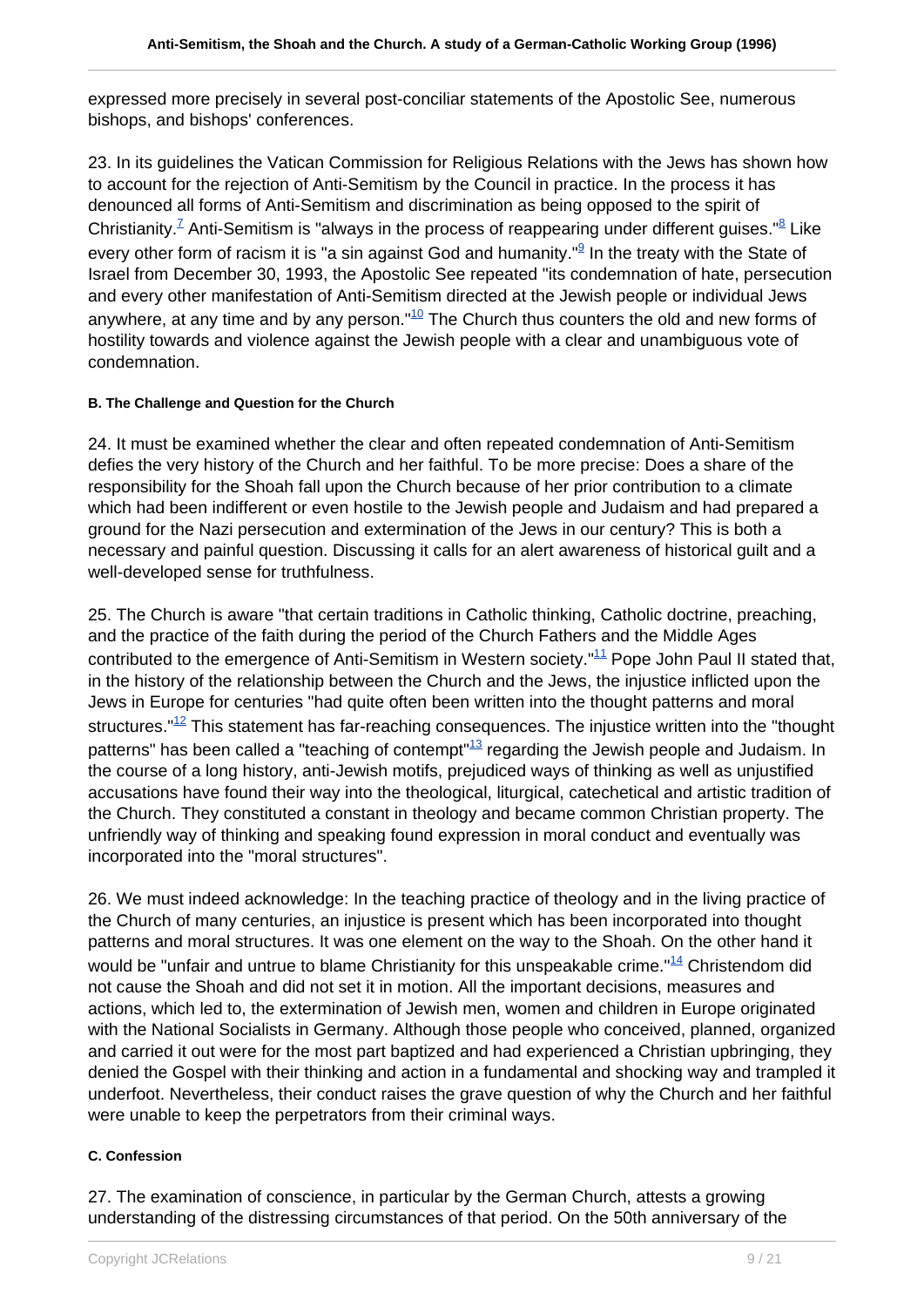expressed more precisely in several post-conciliar statements of the Apostolic See, numerous bishops, and bishops' conferences.

23. In its guidelines the Vatican Commission for Religious Relations with the Jews has shown how to account for the rejection of Anti-Semitism by the Council in practice. In the process it has denounced all forms of Anti-Semitism and discrimination as being opposed to the spirit of Christianity.[7] Anti-Semitism is "always in the process of reappearing under different guises."[8] Like every other form of racism it is "a sin against God and humanity."[9] In the treaty with the State of Israel from December 30, 1993, the Apostolic See repeated "its condemnation of hate, persecution and every other manifestation of Anti-Semitism directed at the Jewish people or individual Jews anywhere, at any time and by any person."[10] The Church thus counters the old and new forms of hostility towards and violence against the Jewish people with a clear and unambiguous vote of condemnation.

#### B. The Challenge and Question for the Church

24. It must be examined whether the clear and often repeated condemnation of Anti-Semitism defies the very history of the Church and her faithful. To be more precise: Does a share of the responsibility for the Shoah fall upon the Church because of her prior contribution to a climate which had been indifferent or even hostile to the Jewish people and Judaism and had prepared a ground for the Nazi persecution and extermination of the Jews in our century? This is both a necessary and painful question. Discussing it calls for an alert awareness of historical guilt and a well-developed sense for truthfulness.

25. The Church is aware "that certain traditions in Catholic thinking, Catholic doctrine, preaching, and the practice of the faith during the period of the Church Fathers and the Middle Ages contributed to the emergence of Anti-Semitism in Western society."[11] Pope John Paul II stated that, in the history of the relationship between the Church and the Jews, the injustice inflicted upon the Jews in Europe for centuries "had quite often been written into the thought patterns and moral structures."[12] This statement has far-reaching consequences. The injustice written into the "thought patterns" has been called a "teaching of contempt"[13] regarding the Jewish people and Judaism. In the course of a long history, anti-Jewish motifs, prejudiced ways of thinking as well as unjustified accusations have found their way into the theological, liturgical, catechetical and artistic tradition of the Church. They constituted a constant in theology and became common Christian property. The unfriendly way of thinking and speaking found expression in moral conduct and eventually was incorporated into the "moral structures".

26. We must indeed acknowledge: In the teaching practice of theology and in the living practice of the Church of many centuries, an injustice is present which has been incorporated into thought patterns and moral structures. It was one element on the way to the Shoah. On the other hand it would be "unfair and untrue to blame Christianity for this unspeakable crime."[14] Christendom did not cause the Shoah and did not set it in motion. All the important decisions, measures and actions, which led to, the extermination of Jewish men, women and children in Europe originated with the National Socialists in Germany. Although those people who conceived, planned, organized and carried it out were for the most part baptized and had experienced a Christian upbringing, they denied the Gospel with their thinking and action in a fundamental and shocking way and trampled it underfoot. Nevertheless, their conduct raises the grave question of why the Church and her faithful were unable to keep the perpetrators from their criminal ways.

#### C. Confession

27. The examination of conscience, in particular by the German Church, attests a growing understanding of the distressing circumstances of that period. On the 50th anniversary of the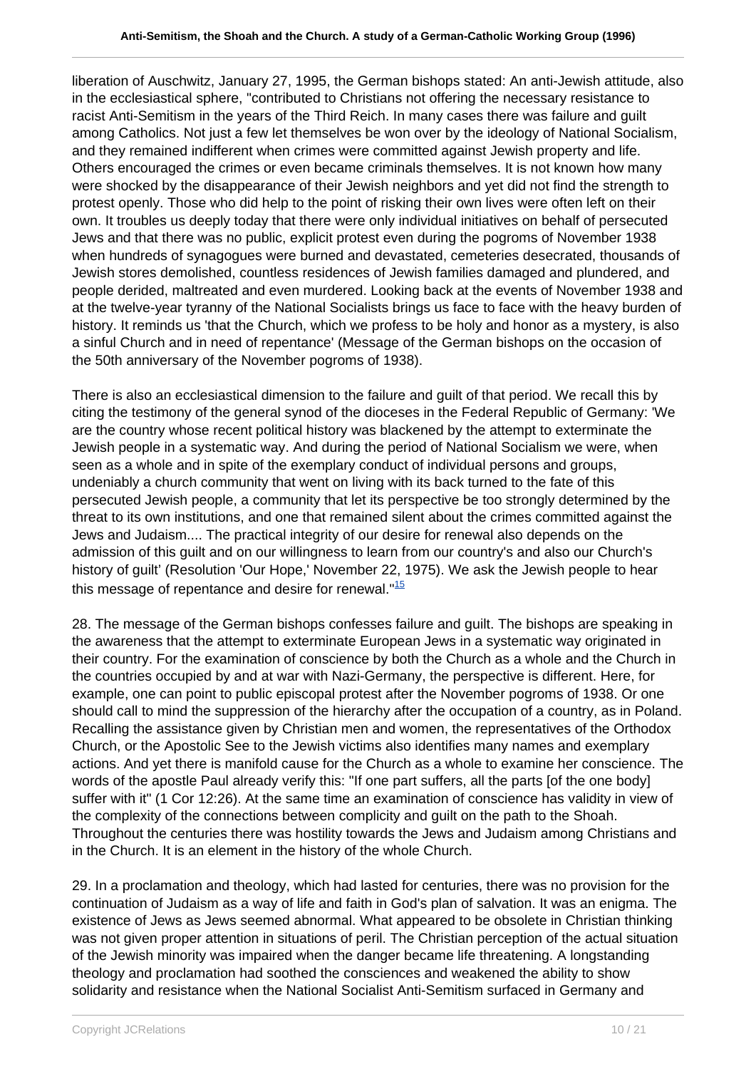liberation of Auschwitz, January 27, 1995, the German bishops stated: An anti-Jewish attitude, also in the ecclesiastical sphere, "contributed to Christians not offering the necessary resistance to racist Anti-Semitism in the years of the Third Reich. In many cases there was failure and guilt among Catholics. Not just a few let themselves be won over by the ideology of National Socialism, and they remained indifferent when crimes were committed against Jewish property and life. Others encouraged the crimes or even became criminals themselves. It is not known how many were shocked by the disappearance of their Jewish neighbors and yet did not find the strength to protest openly. Those who did help to the point of risking their own lives were often left on their own. It troubles us deeply today that there were only individual initiatives on behalf of persecuted Jews and that there was no public, explicit protest even during the pogroms of November 1938 when hundreds of synagogues were burned and devastated, cemeteries desecrated, thousands of Jewish stores demolished, countless residences of Jewish families damaged and plundered, and people derided, maltreated and even murdered. Looking back at the events of November 1938 and at the twelve-year tyranny of the National Socialists brings us face to face with the heavy burden of history. It reminds us 'that the Church, which we profess to be holy and honor as a mystery, is also a sinful Church and in need of repentance' (Message of the German bishops on the occasion of the 50th anniversary of the November pogroms of 1938).

There is also an ecclesiastical dimension to the failure and guilt of that period. We recall this by citing the testimony of the general synod of the dioceses in the Federal Republic of Germany: 'We are the country whose recent political history was blackened by the attempt to exterminate the Jewish people in a systematic way. And during the period of National Socialism we were, when seen as a whole and in spite of the exemplary conduct of individual persons and groups, undeniably a church community that went on living with its back turned to the fate of this persecuted Jewish people, a community that let its perspective be too strongly determined by the threat to its own institutions, and one that remained silent about the crimes committed against the Jews and Judaism.... The practical integrity of our desire for renewal also depends on the admission of this guilt and on our willingness to learn from our country's and also our Church's history of guilt' (Resolution 'Our Hope,' November 22, 1975). We ask the Jewish people to hear this message of repentance and desire for renewal."[15]

28. The message of the German bishops confesses failure and guilt. The bishops are speaking in the awareness that the attempt to exterminate European Jews in a systematic way originated in their country. For the examination of conscience by both the Church as a whole and the Church in the countries occupied by and at war with Nazi-Germany, the perspective is different. Here, for example, one can point to public episcopal protest after the November pogroms of 1938. Or one should call to mind the suppression of the hierarchy after the occupation of a country, as in Poland. Recalling the assistance given by Christian men and women, the representatives of the Orthodox Church, or the Apostolic See to the Jewish victims also identifies many names and exemplary actions. And yet there is manifold cause for the Church as a whole to examine her conscience. The words of the apostle Paul already verify this: "If one part suffers, all the parts [of the one body] suffer with it" (1 Cor 12:26). At the same time an examination of conscience has validity in view of the complexity of the connections between complicity and guilt on the path to the Shoah. Throughout the centuries there was hostility towards the Jews and Judaism among Christians and in the Church. It is an element in the history of the whole Church.

29. In a proclamation and theology, which had lasted for centuries, there was no provision for the continuation of Judaism as a way of life and faith in God's plan of salvation. It was an enigma. The existence of Jews as Jews seemed abnormal. What appeared to be obsolete in Christian thinking was not given proper attention in situations of peril. The Christian perception of the actual situation of the Jewish minority was impaired when the danger became life threatening. A longstanding theology and proclamation had soothed the consciences and weakened the ability to show solidarity and resistance when the National Socialist Anti-Semitism surfaced in Germany and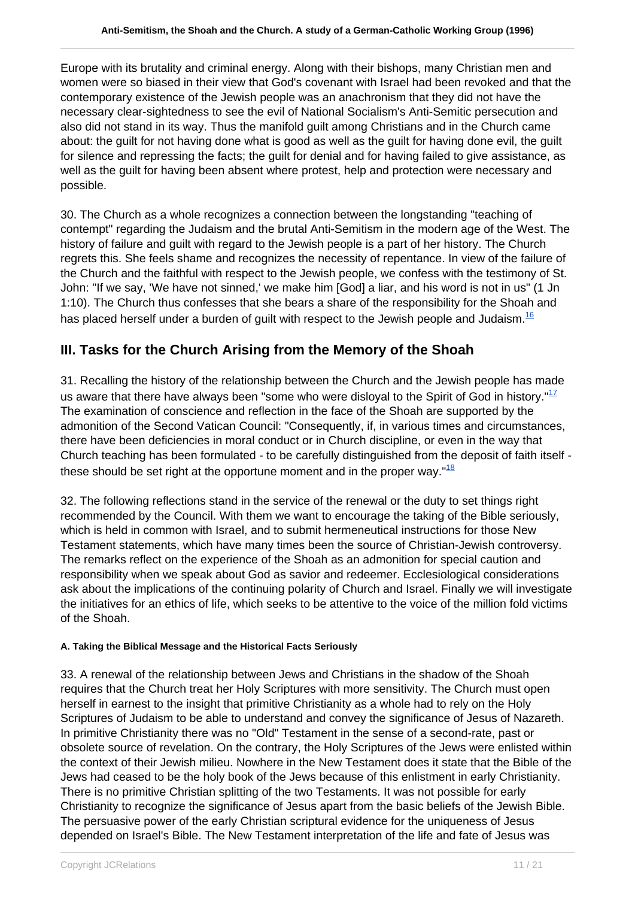Europe with its brutality and criminal energy. Along with their bishops, many Christian men and women were so biased in their view that God's covenant with Israel had been revoked and that the contemporary existence of the Jewish people was an anachronism that they did not have the necessary clear-sightedness to see the evil of National Socialism's Anti-Semitic persecution and also did not stand in its way. Thus the manifold guilt among Christians and in the Church came about: the guilt for not having done what is good as well as the guilt for having done evil, the guilt for silence and repressing the facts; the guilt for denial and for having failed to give assistance, as well as the guilt for having been absent where protest, help and protection were necessary and possible.

30. The Church as a whole recognizes a connection between the longstanding "teaching of contempt" regarding the Judaism and the brutal Anti-Semitism in the modern age of the West. The history of failure and guilt with regard to the Jewish people is a part of her history. The Church regrets this. She feels shame and recognizes the necessity of repentance. In view of the failure of the Church and the faithful with respect to the Jewish people, we confess with the testimony of St. John: "If we say, 'We have not sinned,' we make him [God] a liar, and his word is not in us" (1 Jn 1:10). The Church thus confesses that she bears a share of the responsibility for the Shoah and has placed herself under a burden of guilt with respect to the Jewish people and Judaism.[16]

## III. Tasks for the Church Arising from the Memory of the Shoah

31. Recalling the history of the relationship between the Church and the Jewish people has made us aware that there have always been "some who were disloyal to the Spirit of God in history."[17] The examination of conscience and reflection in the face of the Shoah are supported by the admonition of the Second Vatican Council: "Consequently, if, in various times and circumstances, there have been deficiencies in moral conduct or in Church discipline, or even in the way that Church teaching has been formulated - to be carefully distinguished from the deposit of faith itself - these should be set right at the opportune moment and in the proper way."[18]

32. The following reflections stand in the service of the renewal or the duty to set things right recommended by the Council. With them we want to encourage the taking of the Bible seriously, which is held in common with Israel, and to submit hermeneutical instructions for those New Testament statements, which have many times been the source of Christian-Jewish controversy. The remarks reflect on the experience of the Shoah as an admonition for special caution and responsibility when we speak about God as savior and redeemer. Ecclesiological considerations ask about the implications of the continuing polarity of Church and Israel. Finally we will investigate the initiatives for an ethics of life, which seeks to be attentive to the voice of the million fold victims of the Shoah.

#### A. Taking the Biblical Message and the Historical Facts Seriously

33. A renewal of the relationship between Jews and Christians in the shadow of the Shoah requires that the Church treat her Holy Scriptures with more sensitivity. The Church must open herself in earnest to the insight that primitive Christianity as a whole had to rely on the Holy Scriptures of Judaism to be able to understand and convey the significance of Jesus of Nazareth. In primitive Christianity there was no "Old" Testament in the sense of a second-rate, past or obsolete source of revelation. On the contrary, the Holy Scriptures of the Jews were enlisted within the context of their Jewish milieu. Nowhere in the New Testament does it state that the Bible of the Jews had ceased to be the holy book of the Jews because of this enlistment in early Christianity. There is no primitive Christian splitting of the two Testaments. It was not possible for early Christianity to recognize the significance of Jesus apart from the basic beliefs of the Jewish Bible. The persuasive power of the early Christian scriptural evidence for the uniqueness of Jesus depended on Israel's Bible. The New Testament interpretation of the life and fate of Jesus was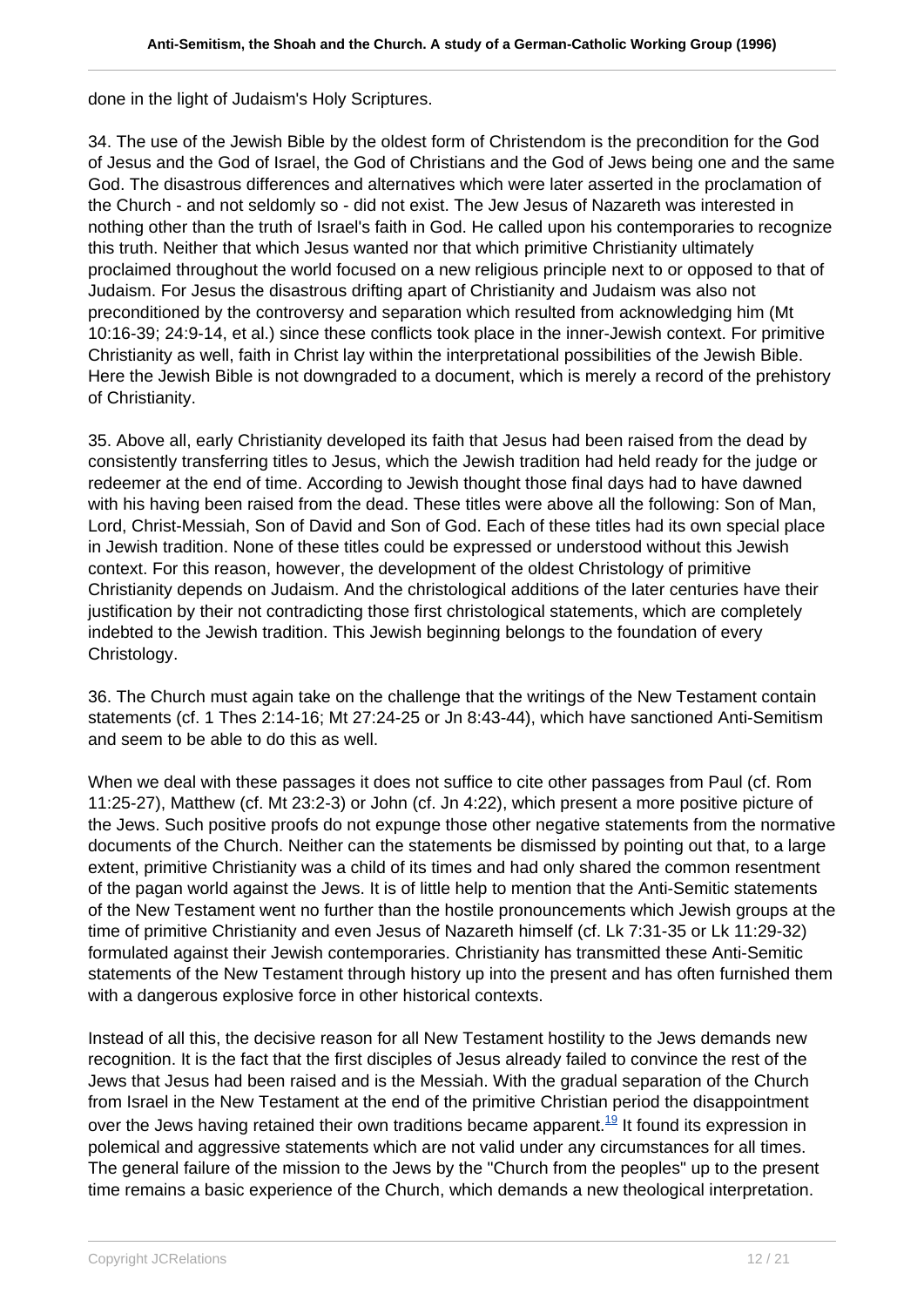done in the light of Judaism's Holy Scriptures.

34. The use of the Jewish Bible by the oldest form of Christendom is the precondition for the God of Jesus and the God of Israel, the God of Christians and the God of Jews being one and the same God. The disastrous differences and alternatives which were later asserted in the proclamation of the Church - and not seldomly so - did not exist. The Jew Jesus of Nazareth was interested in nothing other than the truth of Israel's faith in God. He called upon his contemporaries to recognize this truth. Neither that which Jesus wanted nor that which primitive Christianity ultimately proclaimed throughout the world focused on a new religious principle next to or opposed to that of Judaism. For Jesus the disastrous drifting apart of Christianity and Judaism was also not preconditioned by the controversy and separation which resulted from acknowledging him (Mt 10:16-39; 24:9-14, et al.) since these conflicts took place in the inner-Jewish context. For primitive Christianity as well, faith in Christ lay within the interpretational possibilities of the Jewish Bible. Here the Jewish Bible is not downgraded to a document, which is merely a record of the prehistory of Christianity.

35. Above all, early Christianity developed its faith that Jesus had been raised from the dead by consistently transferring titles to Jesus, which the Jewish tradition had held ready for the judge or redeemer at the end of time. According to Jewish thought those final days had to have dawned with his having been raised from the dead. These titles were above all the following: Son of Man, Lord, Christ-Messiah, Son of David and Son of God. Each of these titles had its own special place in Jewish tradition. None of these titles could be expressed or understood without this Jewish context. For this reason, however, the development of the oldest Christology of primitive Christianity depends on Judaism. And the christological additions of the later centuries have their justification by their not contradicting those first christological statements, which are completely indebted to the Jewish tradition. This Jewish beginning belongs to the foundation of every Christology.

36. The Church must again take on the challenge that the writings of the New Testament contain statements (cf. 1 Thes 2:14-16; Mt 27:24-25 or Jn 8:43-44), which have sanctioned Anti-Semitism and seem to be able to do this as well.

When we deal with these passages it does not suffice to cite other passages from Paul (cf. Rom 11:25-27), Matthew (cf. Mt 23:2-3) or John (cf. Jn 4:22), which present a more positive picture of the Jews. Such positive proofs do not expunge those other negative statements from the normative documents of the Church. Neither can the statements be dismissed by pointing out that, to a large extent, primitive Christianity was a child of its times and had only shared the common resentment of the pagan world against the Jews. It is of little help to mention that the Anti-Semitic statements of the New Testament went no further than the hostile pronouncements which Jewish groups at the time of primitive Christianity and even Jesus of Nazareth himself (cf. Lk 7:31-35 or Lk 11:29-32) formulated against their Jewish contemporaries. Christianity has transmitted these Anti-Semitic statements of the New Testament through history up into the present and has often furnished them with a dangerous explosive force in other historical contexts.

Instead of all this, the decisive reason for all New Testament hostility to the Jews demands new recognition. It is the fact that the first disciples of Jesus already failed to convince the rest of the Jews that Jesus had been raised and is the Messiah. With the gradual separation of the Church from Israel in the New Testament at the end of the primitive Christian period the disappointment over the Jews having retained their own traditions became apparent.[19] It found its expression in polemical and aggressive statements which are not valid under any circumstances for all times. The general failure of the mission to the Jews by the "Church from the peoples" up to the present time remains a basic experience of the Church, which demands a new theological interpretation.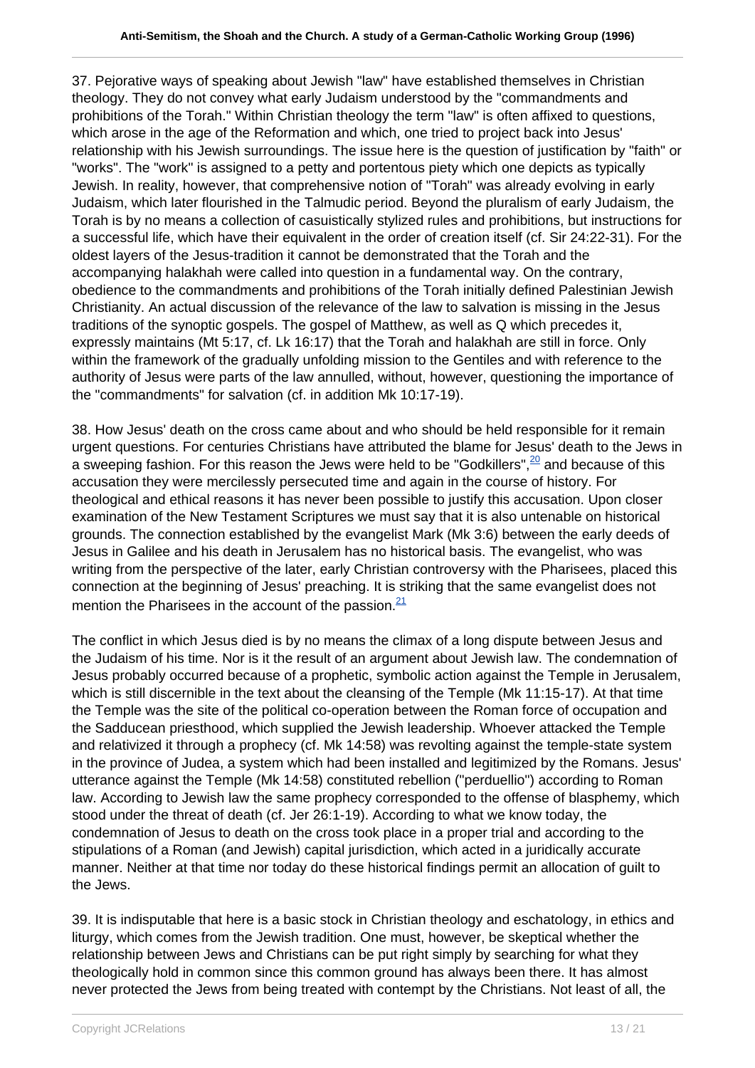37. Pejorative ways of speaking about Jewish "law" have established themselves in Christian theology. They do not convey what early Judaism understood by the "commandments and prohibitions of the Torah." Within Christian theology the term "law" is often affixed to questions, which arose in the age of the Reformation and which, one tried to project back into Jesus' relationship with his Jewish surroundings. The issue here is the question of justification by "faith" or "works". The "work" is assigned to a petty and portentous piety which one depicts as typically Jewish. In reality, however, that comprehensive notion of "Torah" was already evolving in early Judaism, which later flourished in the Talmudic period. Beyond the pluralism of early Judaism, the Torah is by no means a collection of casuistically stylized rules and prohibitions, but instructions for a successful life, which have their equivalent in the order of creation itself (cf. Sir 24:22-31). For the oldest layers of the Jesus-tradition it cannot be demonstrated that the Torah and the accompanying halakhah were called into question in a fundamental way. On the contrary, obedience to the commandments and prohibitions of the Torah initially defined Palestinian Jewish Christianity. An actual discussion of the relevance of the law to salvation is missing in the Jesus traditions of the synoptic gospels. The gospel of Matthew, as well as Q which precedes it, expressly maintains (Mt 5:17, cf. Lk 16:17) that the Torah and halakhah are still in force. Only within the framework of the gradually unfolding mission to the Gentiles and with reference to the authority of Jesus were parts of the law annulled, without, however, questioning the importance of the "commandments" for salvation (cf. in addition Mk 10:17-19).

38. How Jesus' death on the cross came about and who should be held responsible for it remain urgent questions. For centuries Christians have attributed the blame for Jesus' death to the Jews in a sweeping fashion. For this reason the Jews were held to be "Godkillers",[20] and because of this accusation they were mercilessly persecuted time and again in the course of history. For theological and ethical reasons it has never been possible to justify this accusation. Upon closer examination of the New Testament Scriptures we must say that it is also untenable on historical grounds. The connection established by the evangelist Mark (Mk 3:6) between the early deeds of Jesus in Galilee and his death in Jerusalem has no historical basis. The evangelist, who was writing from the perspective of the later, early Christian controversy with the Pharisees, placed this connection at the beginning of Jesus' preaching. It is striking that the same evangelist does not mention the Pharisees in the account of the passion.[21]

The conflict in which Jesus died is by no means the climax of a long dispute between Jesus and the Judaism of his time. Nor is it the result of an argument about Jewish law. The condemnation of Jesus probably occurred because of a prophetic, symbolic action against the Temple in Jerusalem, which is still discernible in the text about the cleansing of the Temple (Mk 11:15-17). At that time the Temple was the site of the political co-operation between the Roman force of occupation and the Sadducean priesthood, which supplied the Jewish leadership. Whoever attacked the Temple and relativized it through a prophecy (cf. Mk 14:58) was revolting against the temple-state system in the province of Judea, a system which had been installed and legitimized by the Romans. Jesus' utterance against the Temple (Mk 14:58) constituted rebellion ("perduellio") according to Roman law. According to Jewish law the same prophecy corresponded to the offense of blasphemy, which stood under the threat of death (cf. Jer 26:1-19). According to what we know today, the condemnation of Jesus to death on the cross took place in a proper trial and according to the stipulations of a Roman (and Jewish) capital jurisdiction, which acted in a juridically accurate manner. Neither at that time nor today do these historical findings permit an allocation of guilt to the Jews.

39. It is indisputable that here is a basic stock in Christian theology and eschatology, in ethics and liturgy, which comes from the Jewish tradition. One must, however, be skeptical whether the relationship between Jews and Christians can be put right simply by searching for what they theologically hold in common since this common ground has always been there. It has almost never protected the Jews from being treated with contempt by the Christians. Not least of all, the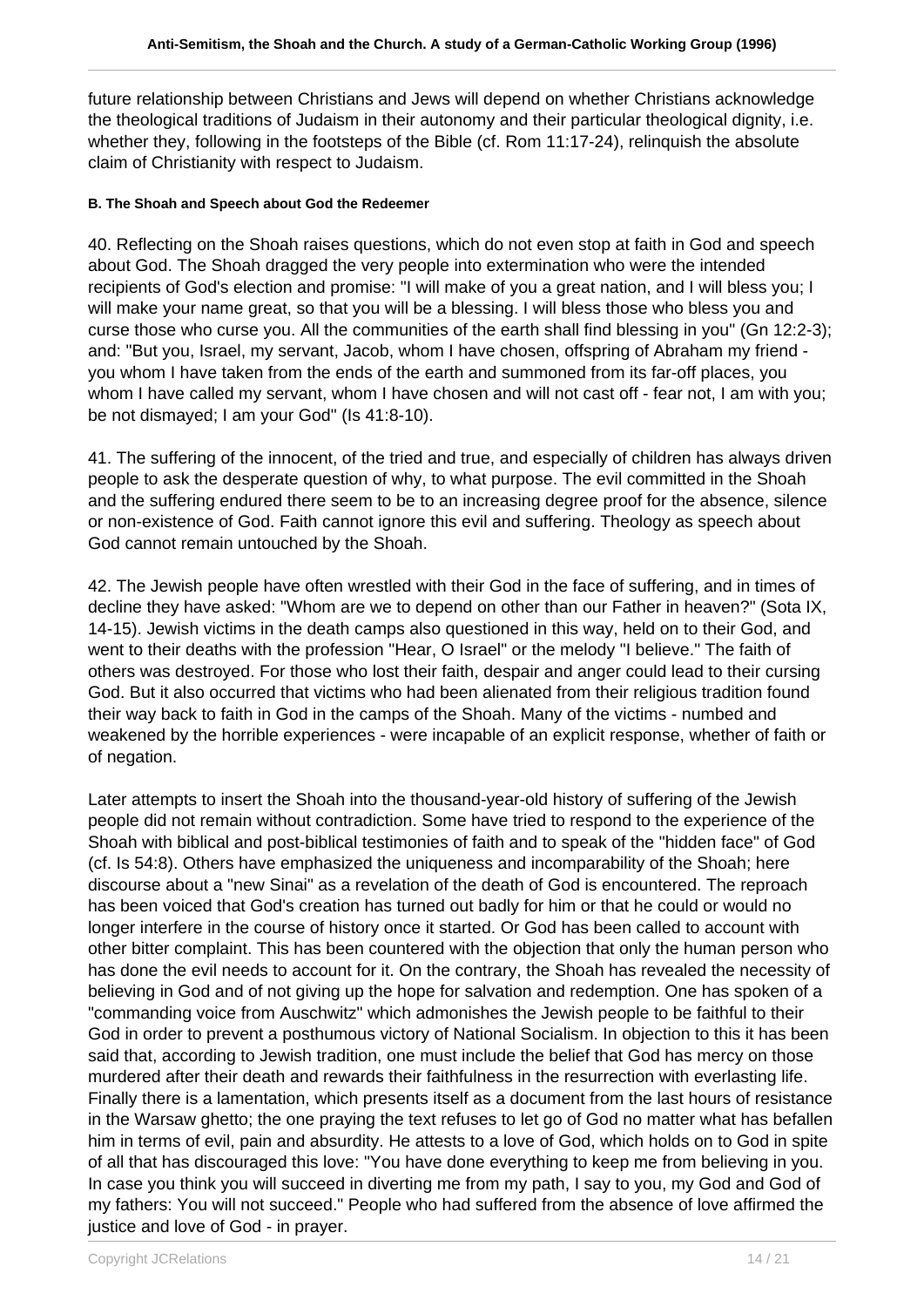future relationship between Christians and Jews will depend on whether Christians acknowledge the theological traditions of Judaism in their autonomy and their particular theological dignity, i.e. whether they, following in the footsteps of the Bible (cf. Rom 11:17-24), relinquish the absolute claim of Christianity with respect to Judaism.

##### B. The Shoah and Speech about God the Redeemer

40. Reflecting on the Shoah raises questions, which do not even stop at faith in God and speech about God. The Shoah dragged the very people into extermination who were the intended recipients of God's election and promise: "I will make of you a great nation, and I will bless you; I will make your name great, so that you will be a blessing. I will bless those who bless you and curse those who curse you. All the communities of the earth shall find blessing in you" (Gn 12:2-3); and: "But you, Israel, my servant, Jacob, whom I have chosen, offspring of Abraham my friend - you whom I have taken from the ends of the earth and summoned from its far-off places, you whom I have called my servant, whom I have chosen and will not cast off - fear not, I am with you; be not dismayed; I am your God" (Is 41:8-10).

41. The suffering of the innocent, of the tried and true, and especially of children has always driven people to ask the desperate question of why, to what purpose. The evil committed in the Shoah and the suffering endured there seem to be to an increasing degree proof for the absence, silence or non-existence of God. Faith cannot ignore this evil and suffering. Theology as speech about God cannot remain untouched by the Shoah.

42. The Jewish people have often wrestled with their God in the face of suffering, and in times of decline they have asked: "Whom are we to depend on other than our Father in heaven?" (Sota IX, 14-15). Jewish victims in the death camps also questioned in this way, held on to their God, and went to their deaths with the profession "Hear, O Israel" or the melody "I believe." The faith of others was destroyed. For those who lost their faith, despair and anger could lead to their cursing God. But it also occurred that victims who had been alienated from their religious tradition found their way back to faith in God in the camps of the Shoah. Many of the victims - numbed and weakened by the horrible experiences - were incapable of an explicit response, whether of faith or of negation.

Later attempts to insert the Shoah into the thousand-year-old history of suffering of the Jewish people did not remain without contradiction. Some have tried to respond to the experience of the Shoah with biblical and post-biblical testimonies of faith and to speak of the "hidden face" of God (cf. Is 54:8). Others have emphasized the uniqueness and incomparability of the Shoah; here discourse about a "new Sinai" as a revelation of the death of God is encountered. The reproach has been voiced that God's creation has turned out badly for him or that he could or would no longer interfere in the course of history once it started. Or God has been called to account with other bitter complaint. This has been countered with the objection that only the human person who has done the evil needs to account for it. On the contrary, the Shoah has revealed the necessity of believing in God and of not giving up the hope for salvation and redemption. One has spoken of a "commanding voice from Auschwitz" which admonishes the Jewish people to be faithful to their God in order to prevent a posthumous victory of National Socialism. In objection to this it has been said that, according to Jewish tradition, one must include the belief that God has mercy on those murdered after their death and rewards their faithfulness in the resurrection with everlasting life. Finally there is a lamentation, which presents itself as a document from the last hours of resistance in the Warsaw ghetto; the one praying the text refuses to let go of God no matter what has befallen him in terms of evil, pain and absurdity. He attests to a love of God, which holds on to God in spite of all that has discouraged this love: "You have done everything to keep me from believing in you. In case you think you will succeed in diverting me from my path, I say to you, my God and God of my fathers: You will not succeed." People who had suffered from the absence of love affirmed the justice and love of God - in prayer.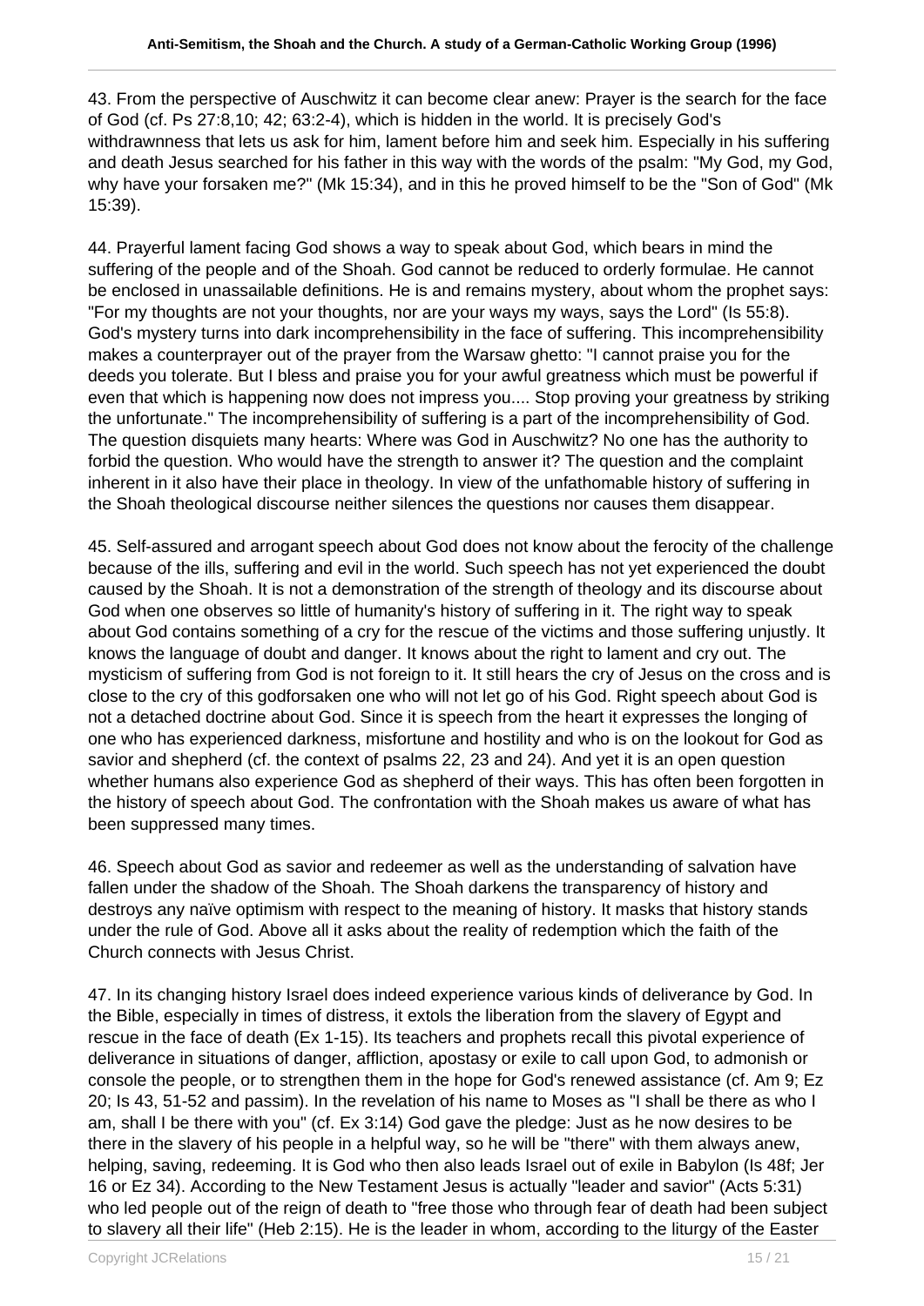43. From the perspective of Auschwitz it can become clear anew: Prayer is the search for the face of God (cf. Ps 27:8,10; 42; 63:2-4), which is hidden in the world. It is precisely God's withdrawnness that lets us ask for him, lament before him and seek him. Especially in his suffering and death Jesus searched for his father in this way with the words of the psalm: "My God, my God, why have your forsaken me?" (Mk 15:34), and in this he proved himself to be the "Son of God" (Mk 15:39).

44. Prayerful lament facing God shows a way to speak about God, which bears in mind the suffering of the people and of the Shoah. God cannot be reduced to orderly formulae. He cannot be enclosed in unassailable definitions. He is and remains mystery, about whom the prophet says: "For my thoughts are not your thoughts, nor are your ways my ways, says the Lord" (Is 55:8). God's mystery turns into dark incomprehensibility in the face of suffering. This incomprehensibility makes a counterprayer out of the prayer from the Warsaw ghetto: "I cannot praise you for the deeds you tolerate. But I bless and praise you for your awful greatness which must be powerful if even that which is happening now does not impress you.... Stop proving your greatness by striking the unfortunate." The incomprehensibility of suffering is a part of the incomprehensibility of God. The question disquiets many hearts: Where was God in Auschwitz? No one has the authority to forbid the question. Who would have the strength to answer it? The question and the complaint inherent in it also have their place in theology. In view of the unfathomable history of suffering in the Shoah theological discourse neither silences the questions nor causes them disappear.

45. Self-assured and arrogant speech about God does not know about the ferocity of the challenge because of the ills, suffering and evil in the world. Such speech has not yet experienced the doubt caused by the Shoah. It is not a demonstration of the strength of theology and its discourse about God when one observes so little of humanity's history of suffering in it. The right way to speak about God contains something of a cry for the rescue of the victims and those suffering unjustly. It knows the language of doubt and danger. It knows about the right to lament and cry out. The mysticism of suffering from God is not foreign to it. It still hears the cry of Jesus on the cross and is close to the cry of this godforsaken one who will not let go of his God. Right speech about God is not a detached doctrine about God. Since it is speech from the heart it expresses the longing of one who has experienced darkness, misfortune and hostility and who is on the lookout for God as savior and shepherd (cf. the context of psalms 22, 23 and 24). And yet it is an open question whether humans also experience God as shepherd of their ways. This has often been forgotten in the history of speech about God. The confrontation with the Shoah makes us aware of what has been suppressed many times.

46. Speech about God as savior and redeemer as well as the understanding of salvation have fallen under the shadow of the Shoah. The Shoah darkens the transparency of history and destroys any naïve optimism with respect to the meaning of history. It masks that history stands under the rule of God. Above all it asks about the reality of redemption which the faith of the Church connects with Jesus Christ.

47. In its changing history Israel does indeed experience various kinds of deliverance by God. In the Bible, especially in times of distress, it extols the liberation from the slavery of Egypt and rescue in the face of death (Ex 1-15). Its teachers and prophets recall this pivotal experience of deliverance in situations of danger, affliction, apostasy or exile to call upon God, to admonish or console the people, or to strengthen them in the hope for God's renewed assistance (cf. Am 9; Ez 20; Is 43, 51-52 and passim). In the revelation of his name to Moses as "I shall be there as who I am, shall I be there with you" (cf. Ex 3:14) God gave the pledge: Just as he now desires to be there in the slavery of his people in a helpful way, so he will be "there" with them always anew, helping, saving, redeeming. It is God who then also leads Israel out of exile in Babylon (Is 48f; Jer 16 or Ez 34). According to the New Testament Jesus is actually "leader and savior" (Acts 5:31) who led people out of the reign of death to "free those who through fear of death had been subject to slavery all their life" (Heb 2:15). He is the leader in whom, according to the liturgy of the Easter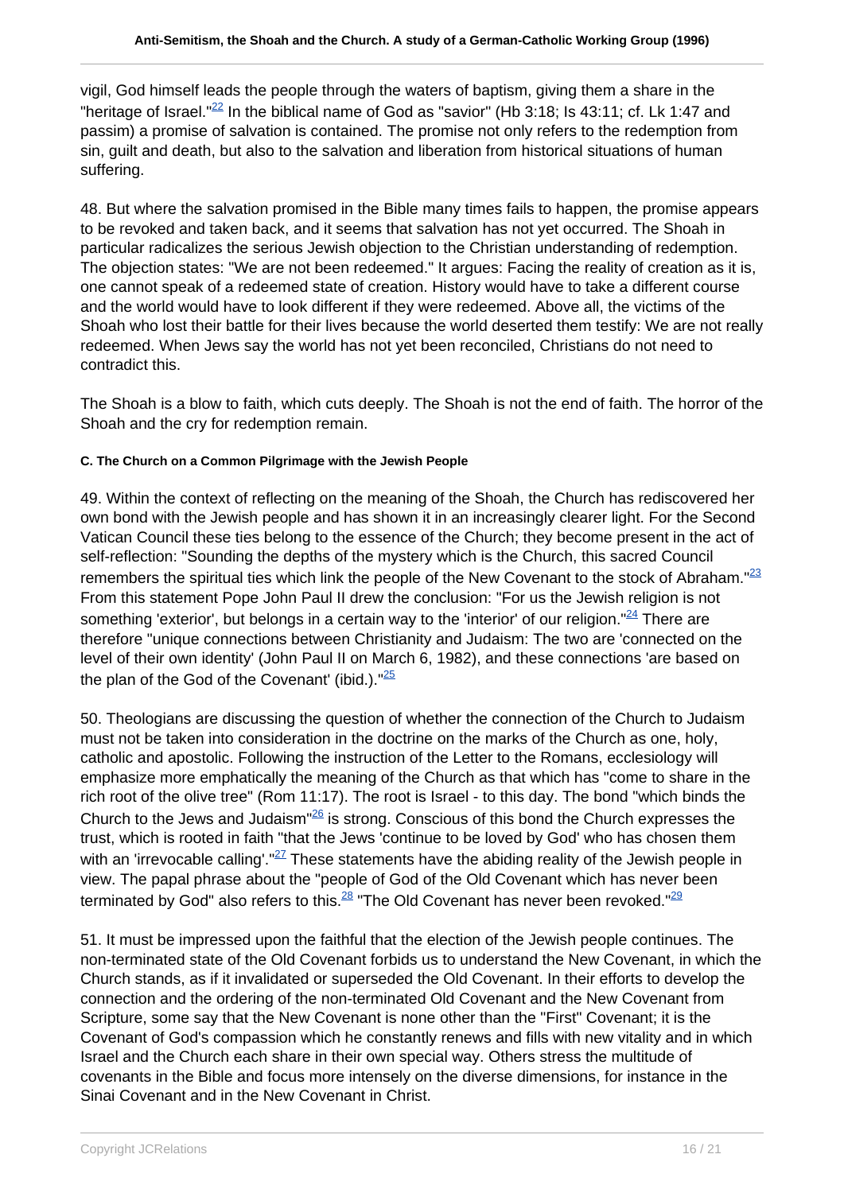vigil, God himself leads the people through the waters of baptism, giving them a share in the "heritage of Israel."[22] In the biblical name of God as "savior" (Hb 3:18; Is 43:11; cf. Lk 1:47 and passim) a promise of salvation is contained. The promise not only refers to the redemption from sin, guilt and death, but also to the salvation and liberation from historical situations of human suffering.

48. But where the salvation promised in the Bible many times fails to happen, the promise appears to be revoked and taken back, and it seems that salvation has not yet occurred. The Shoah in particular radicalizes the serious Jewish objection to the Christian understanding of redemption. The objection states: "We are not been redeemed." It argues: Facing the reality of creation as it is, one cannot speak of a redeemed state of creation. History would have to take a different course and the world would have to look different if they were redeemed. Above all, the victims of the Shoah who lost their battle for their lives because the world deserted them testify: We are not really redeemed. When Jews say the world has not yet been reconciled, Christians do not need to contradict this.

The Shoah is a blow to faith, which cuts deeply. The Shoah is not the end of faith. The horror of the Shoah and the cry for redemption remain.

#### C. The Church on a Common Pilgrimage with the Jewish People

49. Within the context of reflecting on the meaning of the Shoah, the Church has rediscovered her own bond with the Jewish people and has shown it in an increasingly clearer light. For the Second Vatican Council these ties belong to the essence of the Church; they become present in the act of self-reflection: "Sounding the depths of the mystery which is the Church, this sacred Council remembers the spiritual ties which link the people of the New Covenant to the stock of Abraham."[23] From this statement Pope John Paul II drew the conclusion: "For us the Jewish religion is not something 'exterior', but belongs in a certain way to the 'interior' of our religion."[24] There are therefore "unique connections between Christianity and Judaism: The two are 'connected on the level of their own identity' (John Paul II on March 6, 1982), and these connections 'are based on the plan of the God of the Covenant' (ibid.)."[25]

50. Theologians are discussing the question of whether the connection of the Church to Judaism must not be taken into consideration in the doctrine on the marks of the Church as one, holy, catholic and apostolic. Following the instruction of the Letter to the Romans, ecclesiology will emphasize more emphatically the meaning of the Church as that which has "come to share in the rich root of the olive tree" (Rom 11:17). The root is Israel - to this day. The bond "which binds the Church to the Jews and Judaism"[26] is strong. Conscious of this bond the Church expresses the trust, which is rooted in faith "that the Jews 'continue to be loved by God' who has chosen them with an 'irrevocable calling'."[27] These statements have the abiding reality of the Jewish people in view. The papal phrase about the "people of God of the Old Covenant which has never been terminated by God" also refers to this.[28] "The Old Covenant has never been revoked."[29]

51. It must be impressed upon the faithful that the election of the Jewish people continues. The non-terminated state of the Old Covenant forbids us to understand the New Covenant, in which the Church stands, as if it invalidated or superseded the Old Covenant. In their efforts to develop the connection and the ordering of the non-terminated Old Covenant and the New Covenant from Scripture, some say that the New Covenant is none other than the "First" Covenant; it is the Covenant of God's compassion which he constantly renews and fills with new vitality and in which Israel and the Church each share in their own special way. Others stress the multitude of covenants in the Bible and focus more intensely on the diverse dimensions, for instance in the Sinai Covenant and in the New Covenant in Christ.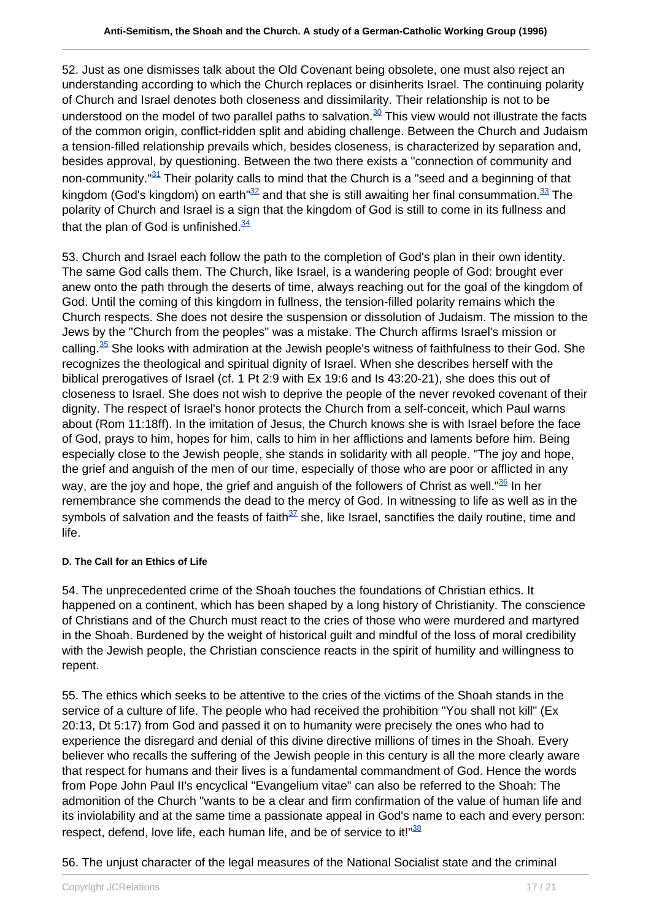52. Just as one dismisses talk about the Old Covenant being obsolete, one must also reject an understanding according to which the Church replaces or disinherits Israel. The continuing polarity of Church and Israel denotes both closeness and dissimilarity. Their relationship is not to be understood on the model of two parallel paths to salvation.[30] This view would not illustrate the facts of the common origin, conflict-ridden split and abiding challenge. Between the Church and Judaism a tension-filled relationship prevails which, besides closeness, is characterized by separation and, besides approval, by questioning. Between the two there exists a "connection of community and non-community."[31] Their polarity calls to mind that the Church is a "seed and a beginning of that kingdom (God's kingdom) on earth"[32] and that she is still awaiting her final consummation.[33] The polarity of Church and Israel is a sign that the kingdom of God is still to come in its fullness and that the plan of God is unfinished.[34]

53. Church and Israel each follow the path to the completion of God's plan in their own identity. The same God calls them. The Church, like Israel, is a wandering people of God: brought ever anew onto the path through the deserts of time, always reaching out for the goal of the kingdom of God. Until the coming of this kingdom in fullness, the tension-filled polarity remains which the Church respects. She does not desire the suspension or dissolution of Judaism. The mission to the Jews by the "Church from the peoples" was a mistake. The Church affirms Israel's mission or calling.[35] She looks with admiration at the Jewish people's witness of faithfulness to their God. She recognizes the theological and spiritual dignity of Israel. When she describes herself with the biblical prerogatives of Israel (cf. 1 Pt 2:9 with Ex 19:6 and Is 43:20-21), she does this out of closeness to Israel. She does not wish to deprive the people of the never revoked covenant of their dignity. The respect of Israel's honor protects the Church from a self-conceit, which Paul warns about (Rom 11:18ff). In the imitation of Jesus, the Church knows she is with Israel before the face of God, prays to him, hopes for him, calls to him in her afflictions and laments before him. Being especially close to the Jewish people, she stands in solidarity with all people. "The joy and hope, the grief and anguish of the men of our time, especially of those who are poor or afflicted in any way, are the joy and hope, the grief and anguish of the followers of Christ as well."[36] In her remembrance she commends the dead to the mercy of God. In witnessing to life as well as in the symbols of salvation and the feasts of faith[37] she, like Israel, sanctifies the daily routine, time and life.

#### D. The Call for an Ethics of Life

54. The unprecedented crime of the Shoah touches the foundations of Christian ethics. It happened on a continent, which has been shaped by a long history of Christianity. The conscience of Christians and of the Church must react to the cries of those who were murdered and martyred in the Shoah. Burdened by the weight of historical guilt and mindful of the loss of moral credibility with the Jewish people, the Christian conscience reacts in the spirit of humility and willingness to repent.

55. The ethics which seeks to be attentive to the cries of the victims of the Shoah stands in the service of a culture of life. The people who had received the prohibition "You shall not kill" (Ex 20:13, Dt 5:17) from God and passed it on to humanity were precisely the ones who had to experience the disregard and denial of this divine directive millions of times in the Shoah. Every believer who recalls the suffering of the Jewish people in this century is all the more clearly aware that respect for humans and their lives is a fundamental commandment of God. Hence the words from Pope John Paul II's encyclical "Evangelium vitae" can also be referred to the Shoah: The admonition of the Church "wants to be a clear and firm confirmation of the value of human life and its inviolability and at the same time a passionate appeal in God's name to each and every person: respect, defend, love life, each human life, and be of service to it!"[38]

56. The unjust character of the legal measures of the National Socialist state and the criminal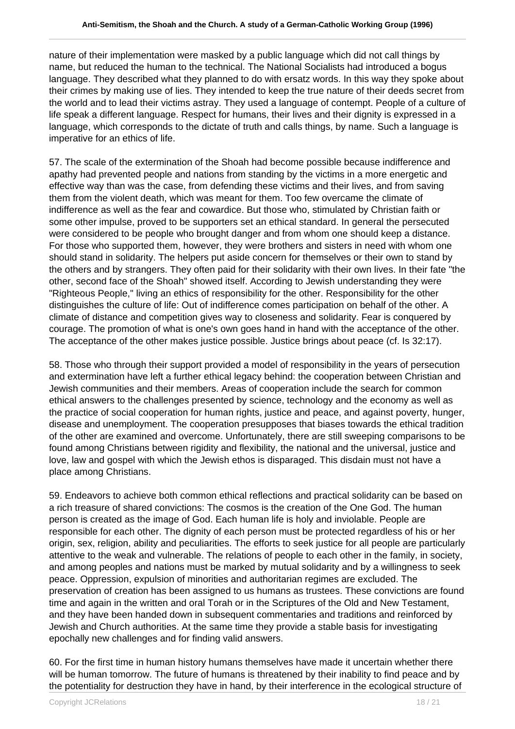nature of their implementation were masked by a public language which did not call things by name, but reduced the human to the technical. The National Socialists had introduced a bogus language. They described what they planned to do with ersatz words. In this way they spoke about their crimes by making use of lies. They intended to keep the true nature of their deeds secret from the world and to lead their victims astray. They used a language of contempt. People of a culture of life speak a different language. Respect for humans, their lives and their dignity is expressed in a language, which corresponds to the dictate of truth and calls things, by name. Such a language is imperative for an ethics of life.

57. The scale of the extermination of the Shoah had become possible because indifference and apathy had prevented people and nations from standing by the victims in a more energetic and effective way than was the case, from defending these victims and their lives, and from saving them from the violent death, which was meant for them. Too few overcame the climate of indifference as well as the fear and cowardice. But those who, stimulated by Christian faith or some other impulse, proved to be supporters set an ethical standard. In general the persecuted were considered to be people who brought danger and from whom one should keep a distance. For those who supported them, however, they were brothers and sisters in need with whom one should stand in solidarity. The helpers put aside concern for themselves or their own to stand by the others and by strangers. They often paid for their solidarity with their own lives. In their fate "the other, second face of the Shoah" showed itself. According to Jewish understanding they were "Righteous People," living an ethics of responsibility for the other. Responsibility for the other distinguishes the culture of life: Out of indifference comes participation on behalf of the other. A climate of distance and competition gives way to closeness and solidarity. Fear is conquered by courage. The promotion of what is one's own goes hand in hand with the acceptance of the other. The acceptance of the other makes justice possible. Justice brings about peace (cf. Is 32:17).

58. Those who through their support provided a model of responsibility in the years of persecution and extermination have left a further ethical legacy behind: the cooperation between Christian and Jewish communities and their members. Areas of cooperation include the search for common ethical answers to the challenges presented by science, technology and the economy as well as the practice of social cooperation for human rights, justice and peace, and against poverty, hunger, disease and unemployment. The cooperation presupposes that biases towards the ethical tradition of the other are examined and overcome. Unfortunately, there are still sweeping comparisons to be found among Christians between rigidity and flexibility, the national and the universal, justice and love, law and gospel with which the Jewish ethos is disparaged. This disdain must not have a place among Christians.

59. Endeavors to achieve both common ethical reflections and practical solidarity can be based on a rich treasure of shared convictions: The cosmos is the creation of the One God. The human person is created as the image of God. Each human life is holy and inviolable. People are responsible for each other. The dignity of each person must be protected regardless of his or her origin, sex, religion, ability and peculiarities. The efforts to seek justice for all people are particularly attentive to the weak and vulnerable. The relations of people to each other in the family, in society, and among peoples and nations must be marked by mutual solidarity and by a willingness to seek peace. Oppression, expulsion of minorities and authoritarian regimes are excluded. The preservation of creation has been assigned to us humans as trustees. These convictions are found time and again in the written and oral Torah or in the Scriptures of the Old and New Testament, and they have been handed down in subsequent commentaries and traditions and reinforced by Jewish and Church authorities. At the same time they provide a stable basis for investigating epochally new challenges and for finding valid answers.

60. For the first time in human history humans themselves have made it uncertain whether there will be human tomorrow. The future of humans is threatened by their inability to find peace and by the potentiality for destruction they have in hand, by their interference in the ecological structure of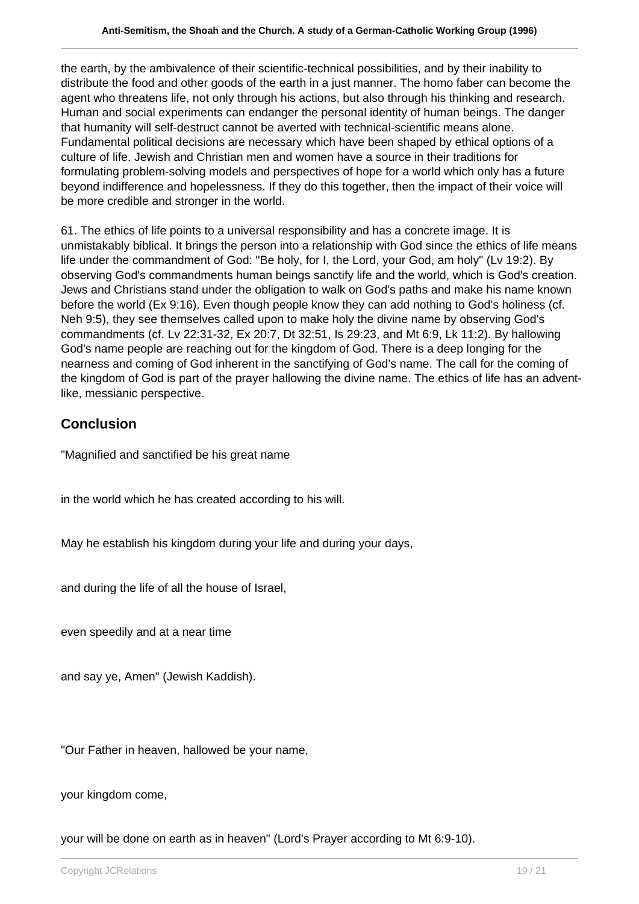the earth, by the ambivalence of their scientific-technical possibilities, and by their inability to distribute the food and other goods of the earth in a just manner. The homo faber can become the agent who threatens life, not only through his actions, but also through his thinking and research. Human and social experiments can endanger the personal identity of human beings. The danger that humanity will self-destruct cannot be averted with technical-scientific means alone. Fundamental political decisions are necessary which have been shaped by ethical options of a culture of life. Jewish and Christian men and women have a source in their traditions for formulating problem-solving models and perspectives of hope for a world which only has a future beyond indifference and hopelessness. If they do this together, then the impact of their voice will be more credible and stronger in the world.

61. The ethics of life points to a universal responsibility and has a concrete image. It is unmistakably biblical. It brings the person into a relationship with God since the ethics of life means life under the commandment of God: "Be holy, for I, the Lord, your God, am holy" (Lv 19:2). By observing God's commandments human beings sanctify life and the world, which is God's creation. Jews and Christians stand under the obligation to walk on God's paths and make his name known before the world (Ex 9:16). Even though people know they can add nothing to God's holiness (cf. Neh 9:5), they see themselves called upon to make holy the divine name by observing God's commandments (cf. Lv 22:31-32, Ex 20:7, Dt 32:51, Is 29:23, and Mt 6:9, Lk 11:2). By hallowing God's name people are reaching out for the kingdom of God. There is a deep longing for the nearness and coming of God inherent in the sanctifying of God's name. The call for the coming of the kingdom of God is part of the prayer hallowing the divine name. The ethics of life has an advent-like, messianic perspective.

## Conclusion

"Magnified and sanctified be his great name

in the world which he has created according to his will.

May he establish his kingdom during your life and during your days,

and during the life of all the house of Israel,

even speedily and at a near time

and say ye, Amen" (Jewish Kaddish).

"Our Father in heaven, hallowed be your name,

your kingdom come,

your will be done on earth as in heaven" (Lord's Prayer according to Mt 6:9-10).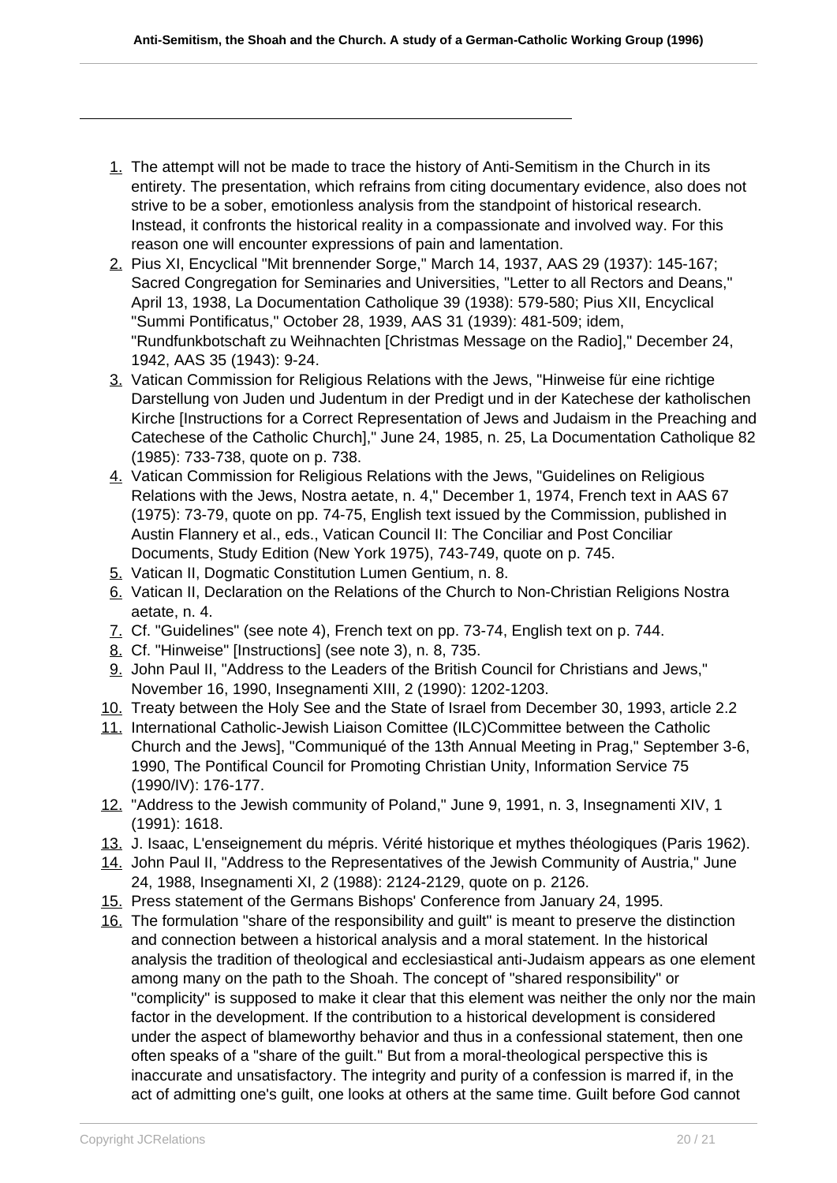---

1. The attempt will not be made to trace the history of Anti-Semitism in the Church in its entirety. The presentation, which refrains from citing documentary evidence, also does not strive to be a sober, emotionless analysis from the standpoint of historical research. Instead, it confronts the historical reality in a compassionate and involved way. For this reason one will encounter expressions of pain and lamentation.
2. Pius XI, Encyclical "Mit brennender Sorge," March 14, 1937, AAS 29 (1937): 145-167; Sacred Congregation for Seminaries and Universities, "Letter to all Rectors and Deans," April 13, 1938, La Documentation Catholique 39 (1938): 579-580; Pius XII, Encyclical "Summi Pontificatus," October 28, 1939, AAS 31 (1939): 481-509; idem, "Rundfunkbotschaft zu Weihnachten [Christmas Message on the Radio]," December 24, 1942, AAS 35 (1943): 9-24.
3. Vatican Commission for Religious Relations with the Jews, "Hinweise für eine richtige Darstellung von Juden und Judentum in der Predigt und in der Katechese der katholischen Kirche [Instructions for a Correct Representation of Jews and Judaism in the Preaching and Catechese of the Catholic Church]," June 24, 1985, n. 25, La Documentation Catholique 82 (1985): 733-738, quote on p. 738.
4. Vatican Commission for Religious Relations with the Jews, "Guidelines on Religious Relations with the Jews, Nostra aetate, n. 4," December 1, 1974, French text in AAS 67 (1975): 73-79, quote on pp. 74-75, English text issued by the Commission, published in Austin Flannery et al., eds., Vatican Council II: The Conciliar and Post Conciliar Documents, Study Edition (New York 1975), 743-749, quote on p. 745.
5. Vatican II, Dogmatic Constitution Lumen Gentium, n. 8.
6. Vatican II, Declaration on the Relations of the Church to Non-Christian Religions Nostra aetate, n. 4.
7. Cf. "Guidelines" (see note 4), French text on pp. 73-74, English text on p. 744.
8. Cf. "Hinweise" [Instructions] (see note 3), n. 8, 735.
9. John Paul II, "Address to the Leaders of the British Council for Christians and Jews," November 16, 1990, Insegnamenti XIII, 2 (1990): 1202-1203.
10. Treaty between the Holy See and the State of Israel from December 30, 1993, article 2.2
11. International Catholic-Jewish Liaison Comittee (ILC)Committee between the Catholic Church and the Jews], "Communiqué of the 13th Annual Meeting in Prag," September 3-6, 1990, The Pontifical Council for Promoting Christian Unity, Information Service 75 (1990/IV): 176-177.
12. "Address to the Jewish community of Poland," June 9, 1991, n. 3, Insegnamenti XIV, 1 (1991): 1618.
13. J. Isaac, L'enseignement du mépris. Vérité historique et mythes théologiques (Paris 1962).
14. John Paul II, "Address to the Representatives of the Jewish Community of Austria," June 24, 1988, Insegnamenti XI, 2 (1988): 2124-2129, quote on p. 2126.
15. Press statement of the Germans Bishops' Conference from January 24, 1995.
16. The formulation "share of the responsibility and guilt" is meant to preserve the distinction and connection between a historical analysis and a moral statement. In the historical analysis the tradition of theological and ecclesiastical anti-Judaism appears as one element among many on the path to the Shoah. The concept of "shared responsibility" or "complicity" is supposed to make it clear that this element was neither the only nor the main factor in the development. If the contribution to a historical development is considered under the aspect of blameworthy behavior and thus in a confessional statement, then one often speaks of a "share of the guilt." But from a moral-theological perspective this is inaccurate and unsatisfactory. The integrity and purity of a confession is marred if, in the act of admitting one's guilt, one looks at others at the same time. Guilt before God cannot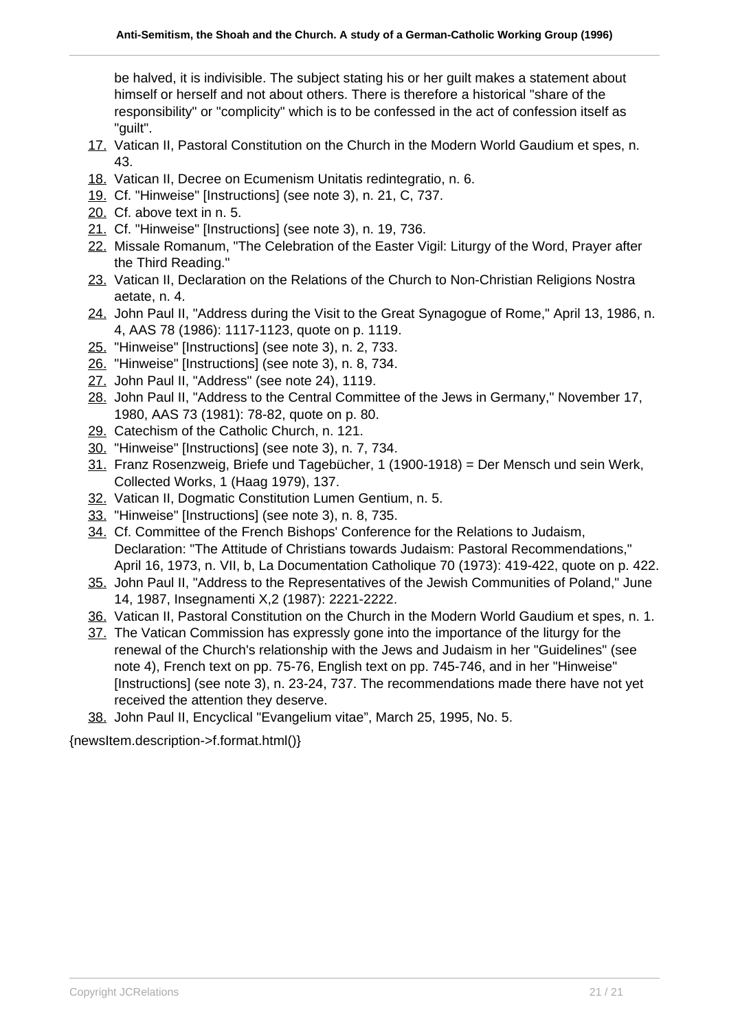be halved, it is indivisible. The subject stating his or her guilt makes a statement about himself or herself and not about others. There is therefore a historical "share of the responsibility" or "complicity" which is to be confessed in the act of confession itself as "guilt".

17. Vatican II, Pastoral Constitution on the Church in the Modern World Gaudium et spes, n. 43.
18. Vatican II, Decree on Ecumenism Unitatis redintegratio, n. 6.
19. Cf. "Hinweise" [Instructions] (see note 3), n. 21, C, 737.
20. Cf. above text in n. 5.
21. Cf. "Hinweise" [Instructions] (see note 3), n. 19, 736.
22. Missale Romanum, "The Celebration of the Easter Vigil: Liturgy of the Word, Prayer after the Third Reading."
23. Vatican II, Declaration on the Relations of the Church to Non-Christian Religions Nostra aetate, n. 4.
24. John Paul II, "Address during the Visit to the Great Synagogue of Rome," April 13, 1986, n. 4, AAS 78 (1986): 1117-1123, quote on p. 1119.
25. "Hinweise" [Instructions] (see note 3), n. 2, 733.
26. "Hinweise" [Instructions] (see note 3), n. 8, 734.
27. John Paul II, "Address" (see note 24), 1119.
28. John Paul II, "Address to the Central Committee of the Jews in Germany," November 17, 1980, AAS 73 (1981): 78-82, quote on p. 80.
29. Catechism of the Catholic Church, n. 121.
30. "Hinweise" [Instructions] (see note 3), n. 7, 734.
31. Franz Rosenzweig, Briefe und Tagebücher, 1 (1900-1918) = Der Mensch und sein Werk, Collected Works, 1 (Haag 1979), 137.
32. Vatican II, Dogmatic Constitution Lumen Gentium, n. 5.
33. "Hinweise" [Instructions] (see note 3), n. 8, 735.
34. Cf. Committee of the French Bishops' Conference for the Relations to Judaism, Declaration: "The Attitude of Christians towards Judaism: Pastoral Recommendations," April 16, 1973, n. VII, b, La Documentation Catholique 70 (1973): 419-422, quote on p. 422.
35. John Paul II, "Address to the Representatives of the Jewish Communities of Poland," June 14, 1987, Insegnamenti X,2 (1987): 2221-2222.
36. Vatican II, Pastoral Constitution on the Church in the Modern World Gaudium et spes, n. 1.
37. The Vatican Commission has expressly gone into the importance of the liturgy for the renewal of the Church's relationship with the Jews and Judaism in her "Guidelines" (see note 4), French text on pp. 75-76, English text on pp. 745-746, and in her "Hinweise" [Instructions] (see note 3), n. 23-24, 737. The recommendations made there have not yet received the attention they deserve.
38. John Paul II, Encyclical "Evangelium vitae", March 25, 1995, No. 5.

{newsItem.description->f.format.html()}